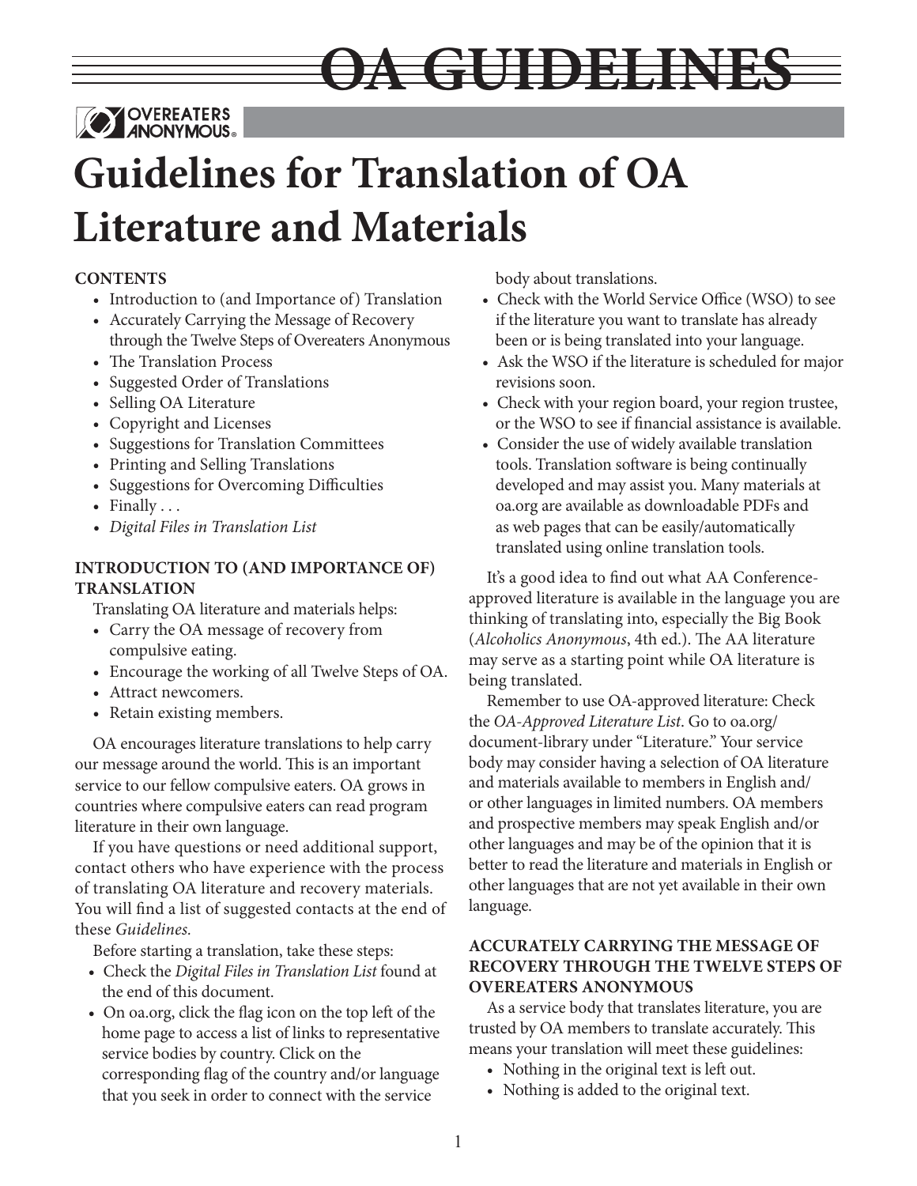# OA GUIDELINES

OVEREATERS ANONYMOUS®

# Guidelines for Translation of OA Literature and Materials

**CONTENTS**

- Introduction to (and Importance of) Translation
- Accurately Carrying the Message of Recovery through the Twelve Steps of Overeaters Anonymous
- The Translation Process
- Suggested Order of Translations
- Selling OA Literature
- Copyright and Licenses
- Suggestions for Translation Committees
- Printing and Selling Translations
- Suggestions for Overcoming Difficulties
- Finally . . .
- *Digital Files in Translation List*

## INTRODUCTION TO (AND IMPORTANCE OF) TRANSLATION

Translating OA literature and materials helps:

- Carry the OA message of recovery from compulsive eating.
- Encourage the working of all Twelve Steps of OA.
- Attract newcomers.
- Retain existing members.

OA encourages literature translations to help carry our message around the world. This is an important service to our fellow compulsive eaters. OA grows in countries where compulsive eaters can read program literature in their own language.

If you have questions or need additional support, contact others who have experience with the process of translating OA literature and recovery materials. You will find a list of suggested contacts at the end of these *Guidelines.*

Before starting a translation, take these steps:

- Check the *Digital Files in Translation List* found at the end of this document.
- On oa.org, click the flag icon on the top left of the home page to access a list of links to representative service bodies by country. Click on the corresponding flag of the country and/or language that you seek in order to connect with the service body about translations.
- Check with the World Service Office (WSO) to see if the literature you want to translate has already been or is being translated into your language.
- Ask the WSO if the literature is scheduled for major revisions soon.
- Check with your region board, your region trustee, or the WSO to see if financial assistance is available.
- Consider the use of widely available translation tools. Translation software is being continually developed and may assist you. Many materials at oa.org are available as downloadable PDFs and as web pages that can be easily/automatically translated using online translation tools.

It's a good idea to find out what AA Conference-approved literature is available in the language you are thinking of translating into, especially the Big Book (*Alcoholics Anonymous*, 4th ed.). The AA literature may serve as a starting point while OA literature is being translated.

Remember to use OA-approved literature: Check the *OA-Approved Literature List*. Go to oa.org/document-library under "Literature." Your service body may consider having a selection of OA literature and materials available to members in English and/or other languages in limited numbers. OA members and prospective members may speak English and/or other languages and may be of the opinion that it is better to read the literature and materials in English or other languages that are not yet available in their own language.

## ACCURATELY CARRYING THE MESSAGE OF RECOVERY THROUGH THE TWELVE STEPS OF OVEREATERS ANONYMOUS

As a service body that translates literature, you are trusted by OA members to translate accurately. This means your translation will meet these guidelines:

- Nothing in the original text is left out.
- Nothing is added to the original text.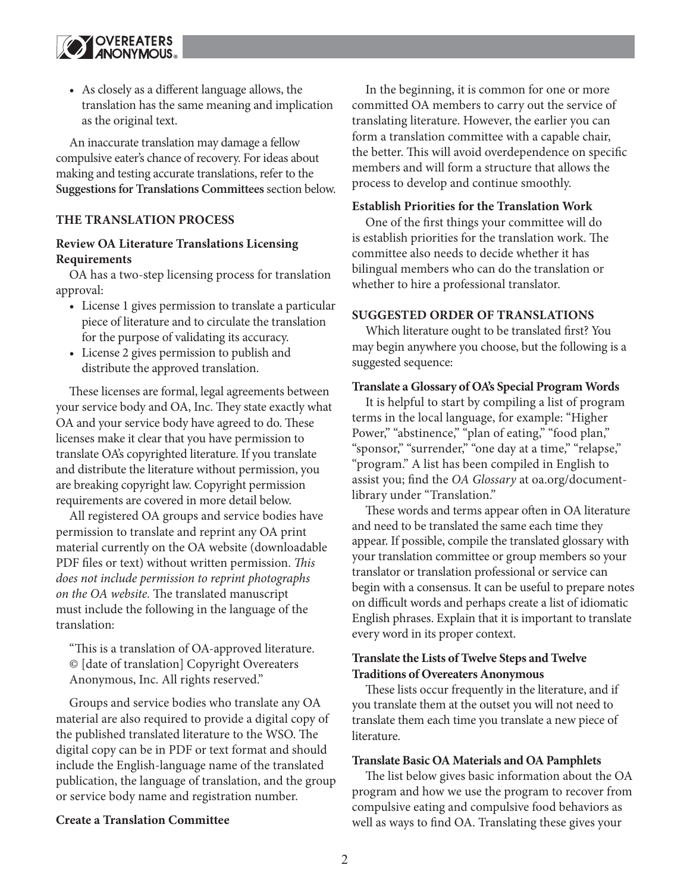- As closely as a different language allows, the translation has the same meaning and implication as the original text.

An inaccurate translation may damage a fellow compulsive eater's chance of recovery. For ideas about making and testing accurate translations, refer to the **Suggestions for Translations Committees** section below.

## THE TRANSLATION PROCESS

### Review OA Literature Translations Licensing Requirements

OA has a two-step licensing process for translation approval:

- License 1 gives permission to translate a particular piece of literature and to circulate the translation for the purpose of validating its accuracy.
- License 2 gives permission to publish and distribute the approved translation.

These licenses are formal, legal agreements between your service body and OA, Inc. They state exactly what OA and your service body have agreed to do. These licenses make it clear that you have permission to translate OA's copyrighted literature. If you translate and distribute the literature without permission, you are breaking copyright law. Copyright permission requirements are covered in more detail below.

All registered OA groups and service bodies have permission to translate and reprint any OA print material currently on the OA website (downloadable PDF files or text) without written permission. *This does not include permission to reprint photographs on the OA website.* The translated manuscript must include the following in the language of the translation:

> "This is a translation of OA-approved literature. © [date of translation] Copyright Overeaters Anonymous, Inc. All rights reserved."

Groups and service bodies who translate any OA material are also required to provide a digital copy of the published translated literature to the WSO. The digital copy can be in PDF or text format and should include the English-language name of the translated publication, the language of translation, and the group or service body name and registration number.

### Create a Translation Committee

In the beginning, it is common for one or more committed OA members to carry out the service of translating literature. However, the earlier you can form a translation committee with a capable chair, the better. This will avoid overdependence on specific members and will form a structure that allows the process to develop and continue smoothly.

### Establish Priorities for the Translation Work

One of the first things your committee will do is establish priorities for the translation work. The committee also needs to decide whether it has bilingual members who can do the translation or whether to hire a professional translator.

## SUGGESTED ORDER OF TRANSLATIONS

Which literature ought to be translated first? You may begin anywhere you choose, but the following is a suggested sequence:

### Translate a Glossary of OA's Special Program Words

It is helpful to start by compiling a list of program terms in the local language, for example: "Higher Power," "abstinence," "plan of eating," "food plan," "sponsor," "surrender," "one day at a time," "relapse," "program." A list has been compiled in English to assist you; find the *OA Glossary* at oa.org/document-library under "Translation."

These words and terms appear often in OA literature and need to be translated the same each time they appear. If possible, compile the translated glossary with your translation committee or group members so your translator or translation professional or service can begin with a consensus. It can be useful to prepare notes on difficult words and perhaps create a list of idiomatic English phrases. Explain that it is important to translate every word in its proper context.

### Translate the Lists of Twelve Steps and Twelve Traditions of Overeaters Anonymous

These lists occur frequently in the literature, and if you translate them at the outset you will not need to translate them each time you translate a new piece of literature.

### Translate Basic OA Materials and OA Pamphlets

The list below gives basic information about the OA program and how we use the program to recover from compulsive eating and compulsive food behaviors as well as ways to find OA. Translating these gives your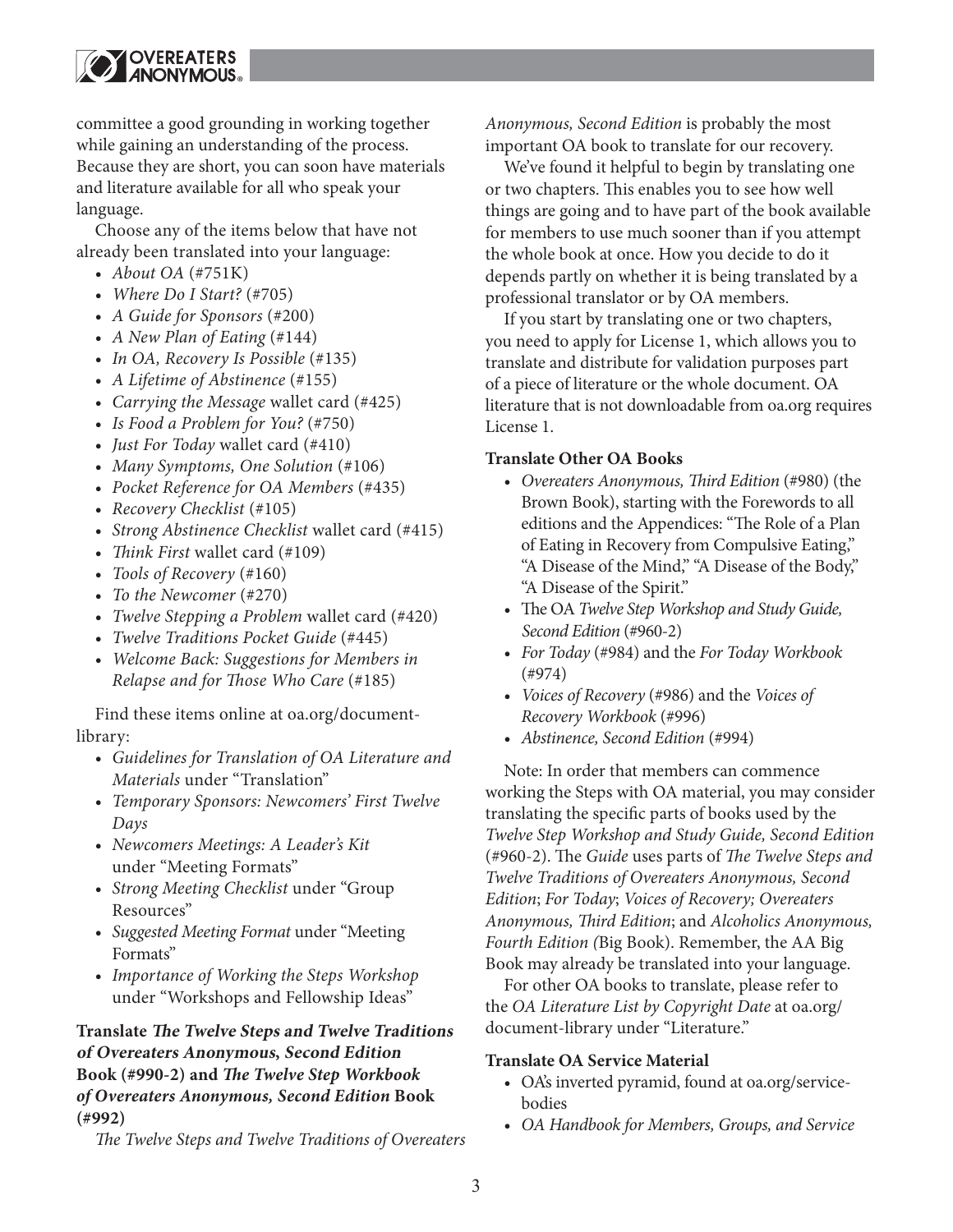committee a good grounding in working together while gaining an understanding of the process. Because they are short, you can soon have materials and literature available for all who speak your language.

Choose any of the items below that have not already been translated into your language:

- *About OA* (#751K)
- *Where Do I Start?* (#705)
- *A Guide for Sponsors* (#200)
- *A New Plan of Eating* (#144)
- *In OA, Recovery Is Possible* (#135)
- *A Lifetime of Abstinence* (#155)
- *Carrying the Message* wallet card (#425)
- *Is Food a Problem for You?* (#750)
- *Just For Today* wallet card (#410)
- *Many Symptoms, One Solution* (#106)
- *Pocket Reference for OA Members* (#435)
- *Recovery Checklist* (#105)
- *Strong Abstinence Checklist* wallet card (#415)
- *Think First* wallet card (#109)
- *Tools of Recovery* (#160)
- *To the Newcomer* (#270)
- *Twelve Stepping a Problem* wallet card (#420)
- *Twelve Traditions Pocket Guide* (#445)
- *Welcome Back: Suggestions for Members in Relapse and for Those Who Care* (#185)

Find these items online at oa.org/document-library:

- *Guidelines for Translation of OA Literature and Materials* under "Translation"
- *Temporary Sponsors: Newcomers' First Twelve Days*
- *Newcomers Meetings: A Leader's Kit* under "Meeting Formats"
- *Strong Meeting Checklist* under "Group Resources"
- *Suggested Meeting Format* under "Meeting Formats"
- *Importance of Working the Steps Workshop* under "Workshops and Fellowship Ideas"

**Translate *The Twelve Steps and Twelve Traditions of Overeaters Anonymous, Second Edition* Book (#990-2) and *The Twelve Step Workbook of Overeaters Anonymous, Second Edition* Book (#992)**

*The Twelve Steps and Twelve Traditions of Overeaters Anonymous, Second Edition* is probably the most important OA book to translate for our recovery.

We've found it helpful to begin by translating one or two chapters. This enables you to see how well things are going and to have part of the book available for members to use much sooner than if you attempt the whole book at once. How you decide to do it depends partly on whether it is being translated by a professional translator or by OA members.

If you start by translating one or two chapters, you need to apply for License 1, which allows you to translate and distribute for validation purposes part of a piece of literature or the whole document. OA literature that is not downloadable from oa.org requires License 1.

**Translate Other OA Books**

- *Overeaters Anonymous, Third Edition* (#980) (the Brown Book), starting with the Forewords to all editions and the Appendices: "The Role of a Plan of Eating in Recovery from Compulsive Eating," "A Disease of the Mind," "A Disease of the Body," "A Disease of the Spirit."
- The OA *Twelve Step Workshop and Study Guide, Second Edition* (#960-2)
- *For Today* (#984) and the *For Today Workbook* (#974)
- *Voices of Recovery* (#986) and the *Voices of Recovery Workbook* (#996)
- *Abstinence, Second Edition* (#994)

Note: In order that members can commence working the Steps with OA material, you may consider translating the specific parts of books used by the *Twelve Step Workshop and Study Guide, Second Edition* (#960-2). The *Guide* uses parts of *The Twelve Steps and Twelve Traditions of Overeaters Anonymous, Second Edition*; *For Today*; *Voices of Recovery; Overeaters Anonymous, Third Edition*; and *Alcoholics Anonymous, Fourth Edition (*Big Book). Remember, the AA Big Book may already be translated into your language.

For other OA books to translate, please refer to the *OA Literature List by Copyright Date* at oa.org/document-library under "Literature."

**Translate OA Service Material**

- OA's inverted pyramid, found at oa.org/service-bodies
- *OA Handbook for Members, Groups, and Service*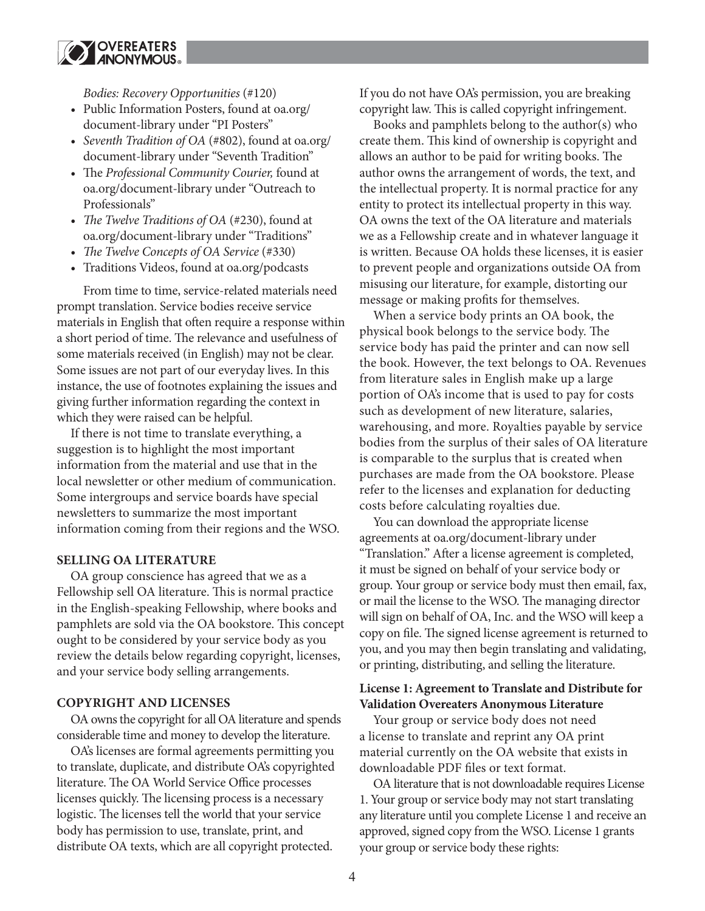*Bodies: Recovery Opportunities* (#120)

- Public Information Posters, found at oa.org/document-library under "PI Posters"
- *Seventh Tradition of OA* (#802), found at oa.org/document-library under "Seventh Tradition"
- The *Professional Community Courier,* found at oa.org/document-library under "Outreach to Professionals"
- *The Twelve Traditions of OA* (#230), found at oa.org/document-library under "Traditions"
- *The Twelve Concepts of OA Service* (#330)
- Traditions Videos, found at oa.org/podcasts

From time to time, service-related materials need prompt translation. Service bodies receive service materials in English that often require a response within a short period of time. The relevance and usefulness of some materials received (in English) may not be clear. Some issues are not part of our everyday lives. In this instance, the use of footnotes explaining the issues and giving further information regarding the context in which they were raised can be helpful.

If there is not time to translate everything, a suggestion is to highlight the most important information from the material and use that in the local newsletter or other medium of communication. Some intergroups and service boards have special newsletters to summarize the most important information coming from their regions and the WSO.

**SELLING OA LITERATURE**

OA group conscience has agreed that we as a Fellowship sell OA literature. This is normal practice in the English-speaking Fellowship, where books and pamphlets are sold via the OA bookstore. This concept ought to be considered by your service body as you review the details below regarding copyright, licenses, and your service body selling arrangements.

**COPYRIGHT AND LICENSES**

OA owns the copyright for all OA literature and spends considerable time and money to develop the literature.

OA's licenses are formal agreements permitting you to translate, duplicate, and distribute OA's copyrighted literature. The OA World Service Office processes licenses quickly. The licensing process is a necessary logistic. The licenses tell the world that your service body has permission to use, translate, print, and distribute OA texts, which are all copyright protected. If you do not have OA's permission, you are breaking copyright law. This is called copyright infringement.

Books and pamphlets belong to the author(s) who create them. This kind of ownership is copyright and allows an author to be paid for writing books. The author owns the arrangement of words, the text, and the intellectual property. It is normal practice for any entity to protect its intellectual property in this way. OA owns the text of the OA literature and materials we as a Fellowship create and in whatever language it is written. Because OA holds these licenses, it is easier to prevent people and organizations outside OA from misusing our literature, for example, distorting our message or making profits for themselves.

When a service body prints an OA book, the physical book belongs to the service body. The service body has paid the printer and can now sell the book. However, the text belongs to OA. Revenues from literature sales in English make up a large portion of OA's income that is used to pay for costs such as development of new literature, salaries, warehousing, and more. Royalties payable by service bodies from the surplus of their sales of OA literature is comparable to the surplus that is created when purchases are made from the OA bookstore. Please refer to the licenses and explanation for deducting costs before calculating royalties due.

You can download the appropriate license agreements at oa.org/document-library under "Translation." After a license agreement is completed, it must be signed on behalf of your service body or group. Your group or service body must then email, fax, or mail the license to the WSO. The managing director will sign on behalf of OA, Inc. and the WSO will keep a copy on file. The signed license agreement is returned to you, and you may then begin translating and validating, or printing, distributing, and selling the literature.

**License 1: Agreement to Translate and Distribute for Validation Overeaters Anonymous Literature**

Your group or service body does not need a license to translate and reprint any OA print material currently on the OA website that exists in downloadable PDF files or text format.

OA literature that is not downloadable requires License 1. Your group or service body may not start translating any literature until you complete License 1 and receive an approved, signed copy from the WSO. License 1 grants your group or service body these rights: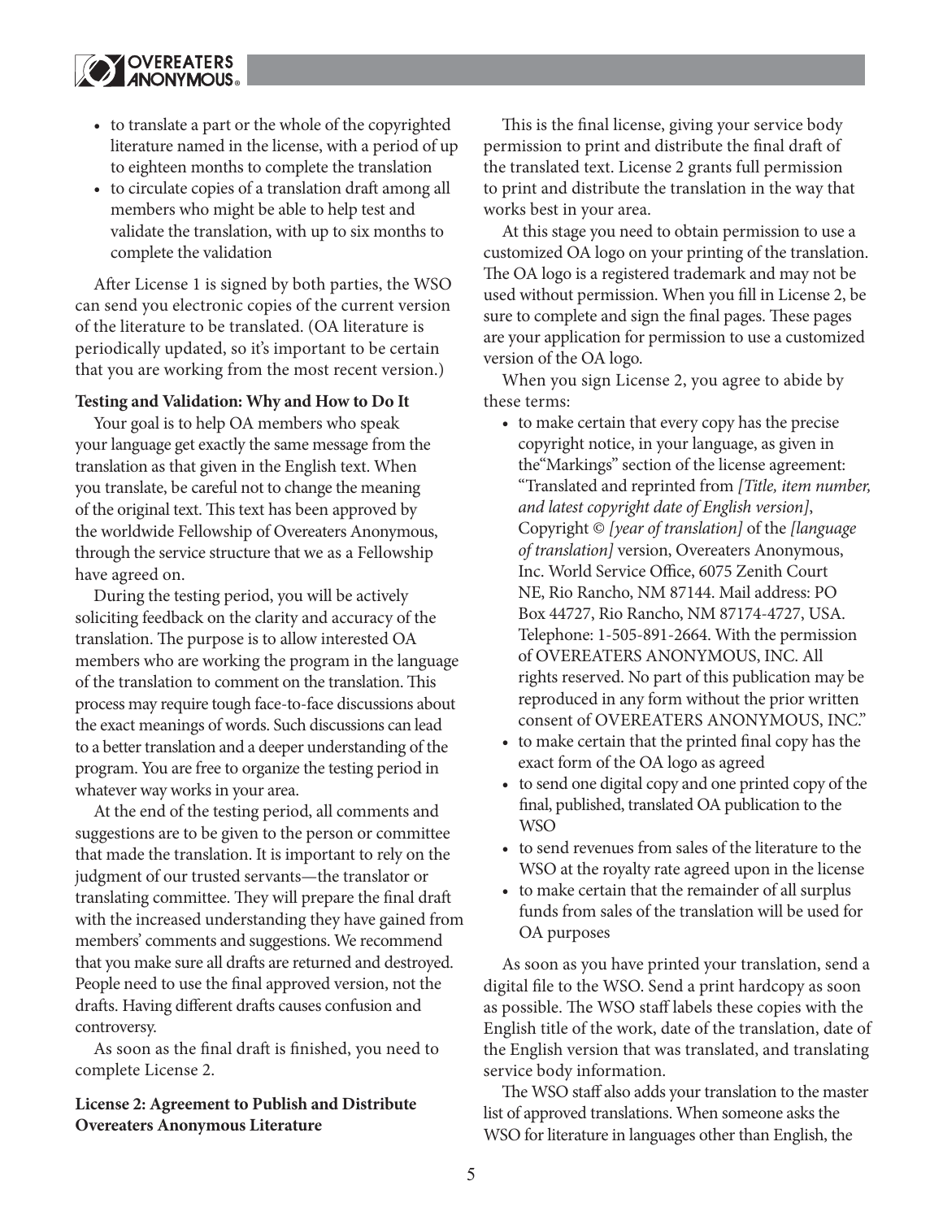- to translate a part or the whole of the copyrighted literature named in the license, with a period of up to eighteen months to complete the translation
- to circulate copies of a translation draft among all members who might be able to help test and validate the translation, with up to six months to complete the validation

After License 1 is signed by both parties, the WSO can send you electronic copies of the current version of the literature to be translated. (OA literature is periodically updated, so it's important to be certain that you are working from the most recent version.)

**Testing and Validation: Why and How to Do It**

Your goal is to help OA members who speak your language get exactly the same message from the translation as that given in the English text. When you translate, be careful not to change the meaning of the original text. This text has been approved by the worldwide Fellowship of Overeaters Anonymous, through the service structure that we as a Fellowship have agreed on.

During the testing period, you will be actively soliciting feedback on the clarity and accuracy of the translation. The purpose is to allow interested OA members who are working the program in the language of the translation to comment on the translation. This process may require tough face-to-face discussions about the exact meanings of words. Such discussions can lead to a better translation and a deeper understanding of the program. You are free to organize the testing period in whatever way works in your area.

At the end of the testing period, all comments and suggestions are to be given to the person or committee that made the translation. It is important to rely on the judgment of our trusted servants—the translator or translating committee. They will prepare the final draft with the increased understanding they have gained from members' comments and suggestions. We recommend that you make sure all drafts are returned and destroyed. People need to use the final approved version, not the drafts. Having different drafts causes confusion and controversy.

As soon as the final draft is finished, you need to complete License 2.

**License 2: Agreement to Publish and Distribute Overeaters Anonymous Literature**

This is the final license, giving your service body permission to print and distribute the final draft of the translated text. License 2 grants full permission to print and distribute the translation in the way that works best in your area.

At this stage you need to obtain permission to use a customized OA logo on your printing of the translation. The OA logo is a registered trademark and may not be used without permission. When you fill in License 2, be sure to complete and sign the final pages. These pages are your application for permission to use a customized version of the OA logo.

When you sign License 2, you agree to abide by these terms:

- to make certain that every copy has the precise copyright notice, in your language, as given in the"Markings" section of the license agreement: "Translated and reprinted from *[Title, item number, and latest copyright date of English version]*, Copyright © *[year of translation]* of the *[language of translation]* version, Overeaters Anonymous, Inc. World Service Office, 6075 Zenith Court NE, Rio Rancho, NM 87144. Mail address: PO Box 44727, Rio Rancho, NM 87174-4727, USA. Telephone: 1-505-891-2664. With the permission of OVEREATERS ANONYMOUS, INC. All rights reserved. No part of this publication may be reproduced in any form without the prior written consent of OVEREATERS ANONYMOUS, INC."
- to make certain that the printed final copy has the exact form of the OA logo as agreed
- to send one digital copy and one printed copy of the final, published, translated OA publication to the WSO
- to send revenues from sales of the literature to the WSO at the royalty rate agreed upon in the license
- to make certain that the remainder of all surplus funds from sales of the translation will be used for OA purposes

As soon as you have printed your translation, send a digital file to the WSO. Send a print hardcopy as soon as possible. The WSO staff labels these copies with the English title of the work, date of the translation, date of the English version that was translated, and translating service body information.

The WSO staff also adds your translation to the master list of approved translations. When someone asks the WSO for literature in languages other than English, the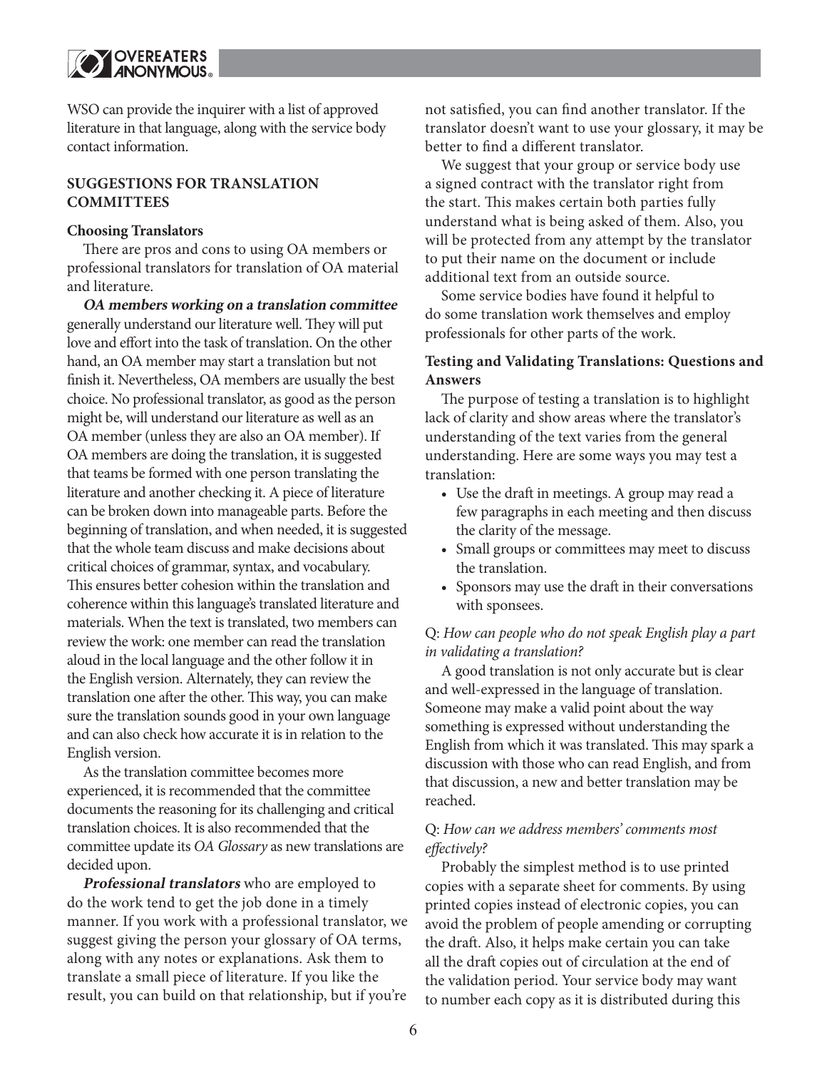WSO can provide the inquirer with a list of approved literature in that language, along with the service body contact information.

## SUGGESTIONS FOR TRANSLATION COMMITTEES

### Choosing Translators

There are pros and cons to using OA members or professional translators for translation of OA material and literature.

***OA members working on a translation committee*** generally understand our literature well. They will put love and effort into the task of translation. On the other hand, an OA member may start a translation but not finish it. Nevertheless, OA members are usually the best choice. No professional translator, as good as the person might be, will understand our literature as well as an OA member (unless they are also an OA member). If OA members are doing the translation, it is suggested that teams be formed with one person translating the literature and another checking it. A piece of literature can be broken down into manageable parts. Before the beginning of translation, and when needed, it is suggested that the whole team discuss and make decisions about critical choices of grammar, syntax, and vocabulary. This ensures better cohesion within the translation and coherence within this language's translated literature and materials. When the text is translated, two members can review the work: one member can read the translation aloud in the local language and the other follow it in the English version. Alternately, they can review the translation one after the other. This way, you can make sure the translation sounds good in your own language and can also check how accurate it is in relation to the English version.

As the translation committee becomes more experienced, it is recommended that the committee documents the reasoning for its challenging and critical translation choices. It is also recommended that the committee update its *OA Glossary* as new translations are decided upon.

***Professional translators*** who are employed to do the work tend to get the job done in a timely manner. If you work with a professional translator, we suggest giving the person your glossary of OA terms, along with any notes or explanations. Ask them to translate a small piece of literature. If you like the result, you can build on that relationship, but if you're not satisfied, you can find another translator. If the translator doesn't want to use your glossary, it may be better to find a different translator.

We suggest that your group or service body use a signed contract with the translator right from the start. This makes certain both parties fully understand what is being asked of them. Also, you will be protected from any attempt by the translator to put their name on the document or include additional text from an outside source.

Some service bodies have found it helpful to do some translation work themselves and employ professionals for other parts of the work.

### Testing and Validating Translations: Questions and Answers

The purpose of testing a translation is to highlight lack of clarity and show areas where the translator's understanding of the text varies from the general understanding. Here are some ways you may test a translation:

- Use the draft in meetings. A group may read a few paragraphs in each meeting and then discuss the clarity of the message.
- Small groups or committees may meet to discuss the translation.
- Sponsors may use the draft in their conversations with sponsees.

Q: *How can people who do not speak English play a part in validating a translation?*

A good translation is not only accurate but is clear and well-expressed in the language of translation. Someone may make a valid point about the way something is expressed without understanding the English from which it was translated. This may spark a discussion with those who can read English, and from that discussion, a new and better translation may be reached.

Q: *How can we address members' comments most effectively?*

Probably the simplest method is to use printed copies with a separate sheet for comments. By using printed copies instead of electronic copies, you can avoid the problem of people amending or corrupting the draft. Also, it helps make certain you can take all the draft copies out of circulation at the end of the validation period. Your service body may want to number each copy as it is distributed during this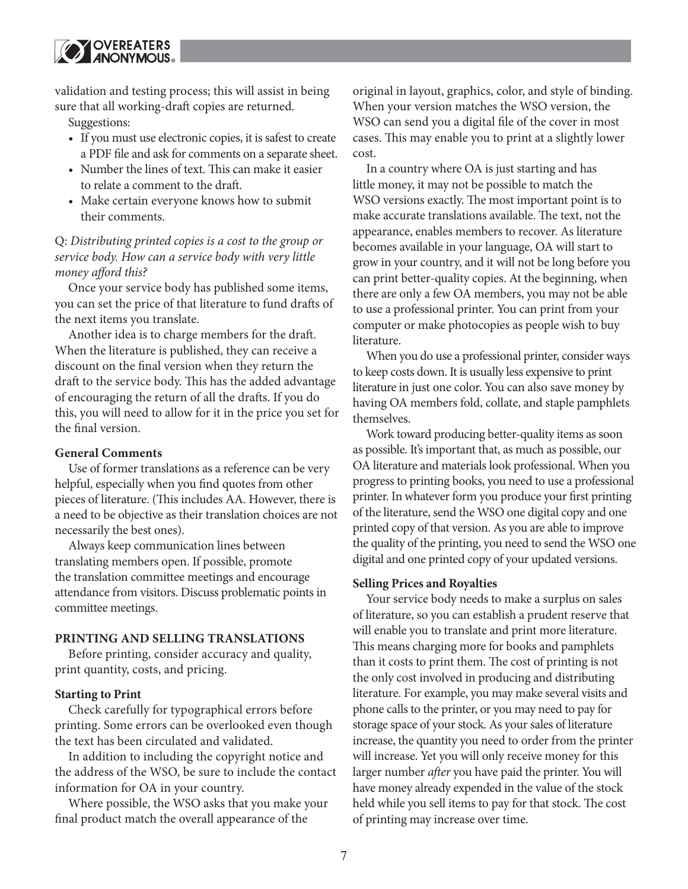validation and testing process; this will assist in being sure that all working-draft copies are returned.

Suggestions:

- If you must use electronic copies, it is safest to create a PDF file and ask for comments on a separate sheet.
- Number the lines of text. This can make it easier to relate a comment to the draft.
- Make certain everyone knows how to submit their comments.

Q: *Distributing printed copies is a cost to the group or service body. How can a service body with very little money afford this?*

Once your service body has published some items, you can set the price of that literature to fund drafts of the next items you translate.

Another idea is to charge members for the draft. When the literature is published, they can receive a discount on the final version when they return the draft to the service body. This has the added advantage of encouraging the return of all the drafts. If you do this, you will need to allow for it in the price you set for the final version.

**General Comments**

Use of former translations as a reference can be very helpful, especially when you find quotes from other pieces of literature. (This includes AA. However, there is a need to be objective as their translation choices are not necessarily the best ones).

Always keep communication lines between translating members open. If possible, promote the translation committee meetings and encourage attendance from visitors. Discuss problematic points in committee meetings.

## PRINTING AND SELLING TRANSLATIONS

Before printing, consider accuracy and quality, print quantity, costs, and pricing.

**Starting to Print**

Check carefully for typographical errors before printing. Some errors can be overlooked even though the text has been circulated and validated.

In addition to including the copyright notice and the address of the WSO, be sure to include the contact information for OA in your country.

Where possible, the WSO asks that you make your final product match the overall appearance of the original in layout, graphics, color, and style of binding. When your version matches the WSO version, the WSO can send you a digital file of the cover in most cases. This may enable you to print at a slightly lower cost.

In a country where OA is just starting and has little money, it may not be possible to match the WSO versions exactly. The most important point is to make accurate translations available. The text, not the appearance, enables members to recover. As literature becomes available in your language, OA will start to grow in your country, and it will not be long before you can print better-quality copies. At the beginning, when there are only a few OA members, you may not be able to use a professional printer. You can print from your computer or make photocopies as people wish to buy literature.

When you do use a professional printer, consider ways to keep costs down. It is usually less expensive to print literature in just one color. You can also save money by having OA members fold, collate, and staple pamphlets themselves.

Work toward producing better-quality items as soon as possible. It's important that, as much as possible, our OA literature and materials look professional. When you progress to printing books, you need to use a professional printer. In whatever form you produce your first printing of the literature, send the WSO one digital copy and one printed copy of that version. As you are able to improve the quality of the printing, you need to send the WSO one digital and one printed copy of your updated versions.

**Selling Prices and Royalties**

Your service body needs to make a surplus on sales of literature, so you can establish a prudent reserve that will enable you to translate and print more literature. This means charging more for books and pamphlets than it costs to print them. The cost of printing is not the only cost involved in producing and distributing literature. For example, you may make several visits and phone calls to the printer, or you may need to pay for storage space of your stock. As your sales of literature increase, the quantity you need to order from the printer will increase. Yet you will only receive money for this larger number *after* you have paid the printer. You will have money already expended in the value of the stock held while you sell items to pay for that stock. The cost of printing may increase over time.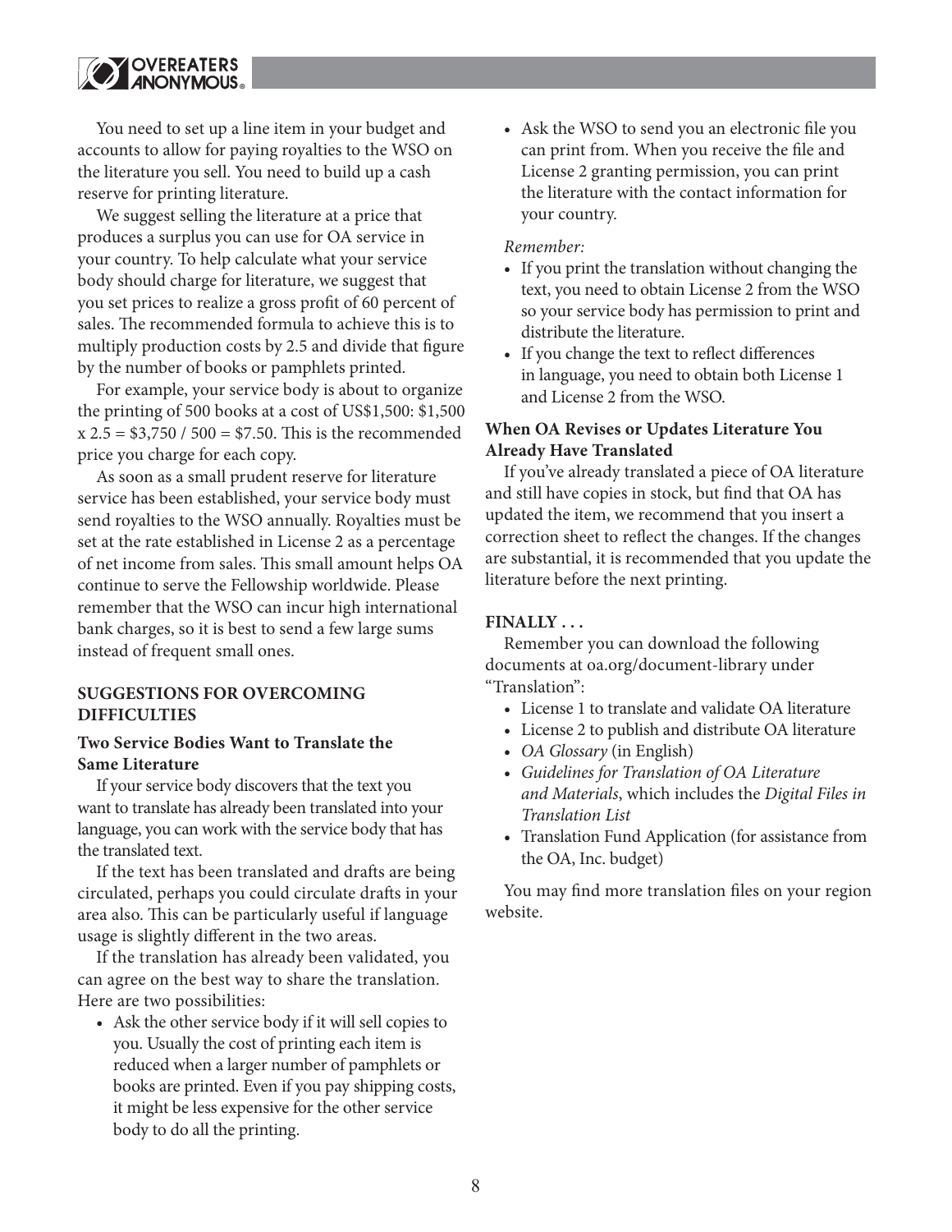You need to set up a line item in your budget and accounts to allow for paying royalties to the WSO on the literature you sell. You need to build up a cash reserve for printing literature.

We suggest selling the literature at a price that produces a surplus you can use for OA service in your country. To help calculate what your service body should charge for literature, we suggest that you set prices to realize a gross profit of 60 percent of sales. The recommended formula to achieve this is to multiply production costs by 2.5 and divide that figure by the number of books or pamphlets printed.

For example, your service body is about to organize the printing of 500 books at a cost of US$1,500: $1,500 x 2.5 = $3,750 / 500 = $7.50. This is the recommended price you charge for each copy.

As soon as a small prudent reserve for literature service has been established, your service body must send royalties to the WSO annually. Royalties must be set at the rate established in License 2 as a percentage of net income from sales. This small amount helps OA continue to serve the Fellowship worldwide. Please remember that the WSO can incur high international bank charges, so it is best to send a few large sums instead of frequent small ones.

## SUGGESTIONS FOR OVERCOMING DIFFICULTIES

### Two Service Bodies Want to Translate the Same Literature

If your service body discovers that the text you want to translate has already been translated into your language, you can work with the service body that has the translated text.

If the text has been translated and drafts are being circulated, perhaps you could circulate drafts in your area also. This can be particularly useful if language usage is slightly different in the two areas.

If the translation has already been validated, you can agree on the best way to share the translation. Here are two possibilities:

- Ask the other service body if it will sell copies to you. Usually the cost of printing each item is reduced when a larger number of pamphlets or books are printed. Even if you pay shipping costs, it might be less expensive for the other service body to do all the printing.
- Ask the WSO to send you an electronic file you can print from. When you receive the file and License 2 granting permission, you can print the literature with the contact information for your country.

*Remember:*

- If you print the translation without changing the text, you need to obtain License 2 from the WSO so your service body has permission to print and distribute the literature.
- If you change the text to reflect differences in language, you need to obtain both License 1 and License 2 from the WSO.

### When OA Revises or Updates Literature You Already Have Translated

If you've already translated a piece of OA literature and still have copies in stock, but find that OA has updated the item, we recommend that you insert a correction sheet to reflect the changes. If the changes are substantial, it is recommended that you update the literature before the next printing.

## FINALLY . . .

Remember you can download the following documents at oa.org/document-library under "Translation":

- License 1 to translate and validate OA literature
- License 2 to publish and distribute OA literature
- *OA Glossary* (in English)
- *Guidelines for Translation of OA Literature and Materials*, which includes the *Digital Files in Translation List*
- Translation Fund Application (for assistance from the OA, Inc. budget)

You may find more translation files on your region website.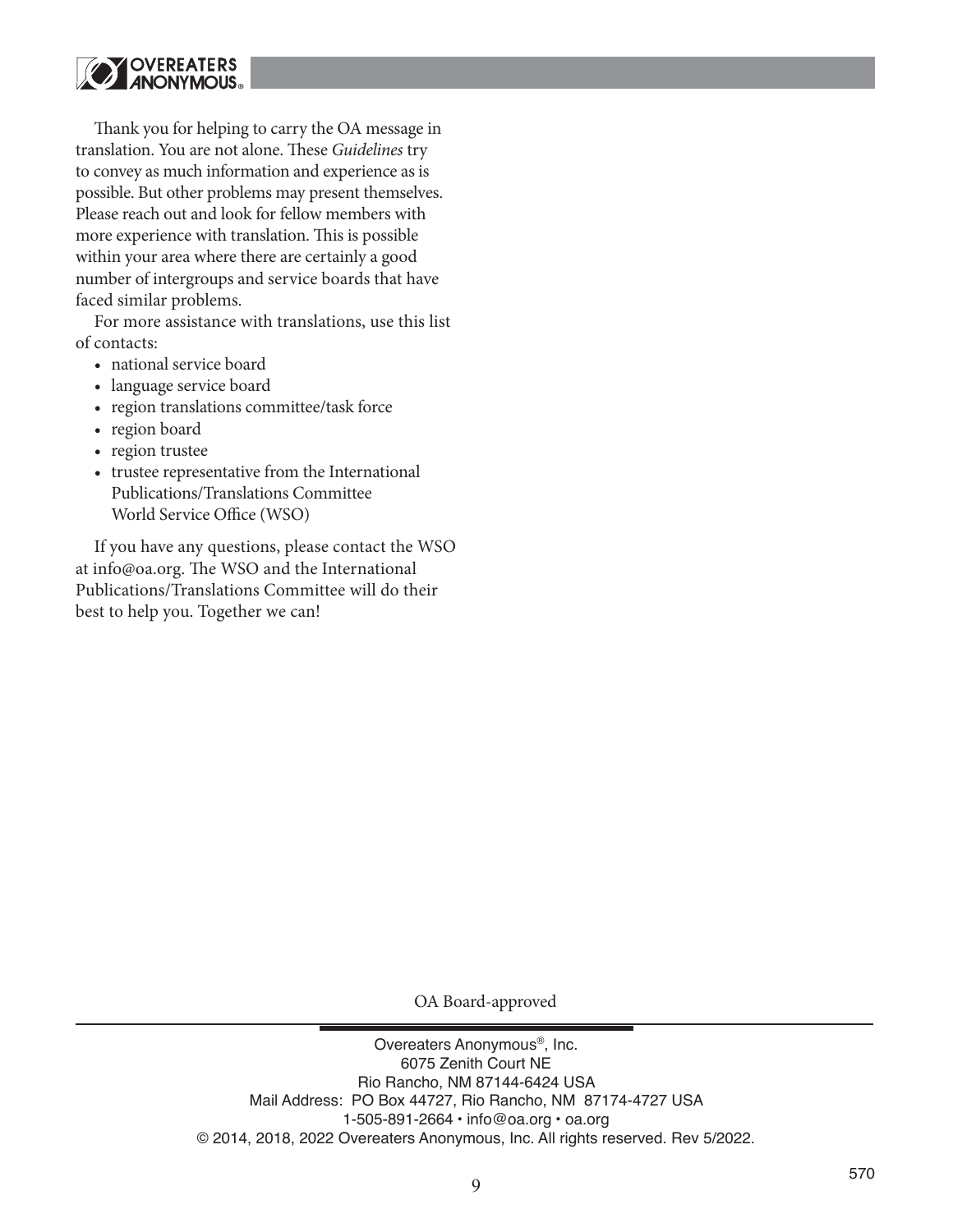Thank you for helping to carry the OA message in translation. You are not alone. These *Guidelines* try to convey as much information and experience as is possible. But other problems may present themselves. Please reach out and look for fellow members with more experience with translation. This is possible within your area where there are certainly a good number of intergroups and service boards that have faced similar problems.

For more assistance with translations, use this list of contacts:

- national service board
- language service board
- region translations committee/task force
- region board
- region trustee
- trustee representative from the International Publications/Translations Committee World Service Office (WSO)

If you have any questions, please contact the WSO at info@oa.org. The WSO and the International Publications/Translations Committee will do their best to help you. Together we can!

OA Board-approved

Overeaters Anonymous®, Inc.
6075 Zenith Court NE
Rio Rancho, NM 87144-6424 USA
Mail Address: PO Box 44727, Rio Rancho, NM 87174-4727 USA
1-505-891-2664 • info@oa.org • oa.org
© 2014, 2018, 2022 Overeaters Anonymous, Inc. All rights reserved. Rev 5/2022.

570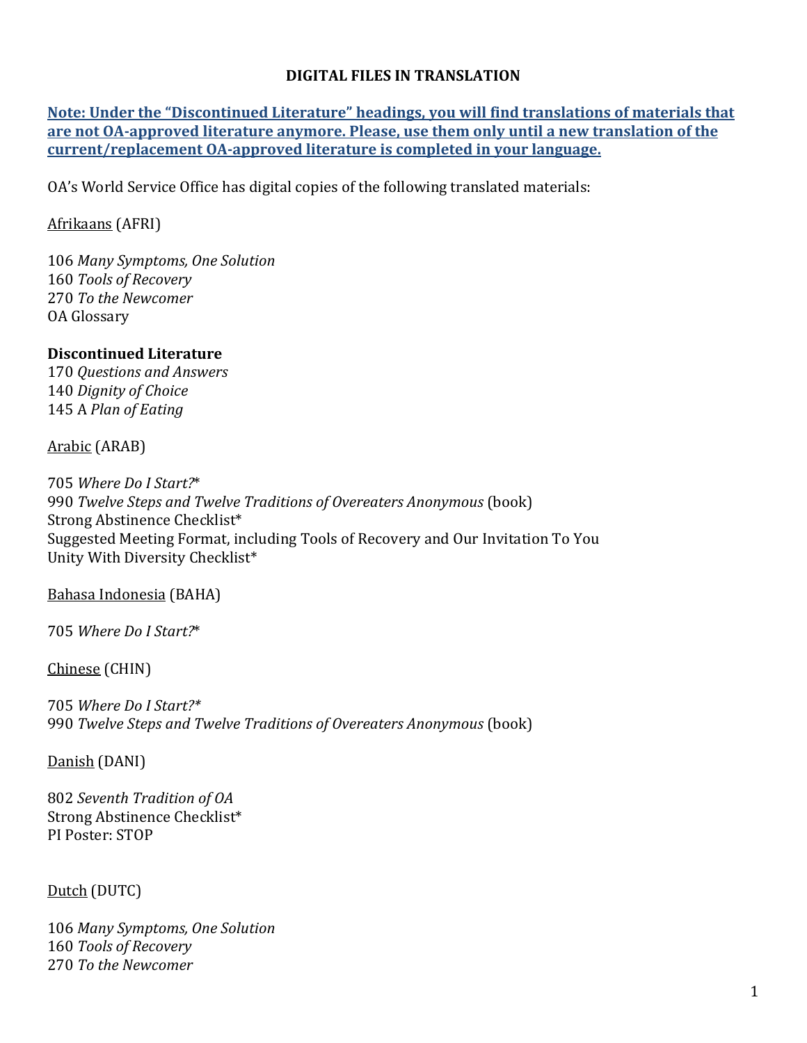# DIGITAL FILES IN TRANSLATION

**Note: Under the "Discontinued Literature" headings, you will find translations of materials that are not OA-approved literature anymore. Please, use them only until a new translation of the current/replacement OA-approved literature is completed in your language.**

OA's World Service Office has digital copies of the following translated materials:

Afrikaans (AFRI)

106 *Many Symptoms, One Solution*
160 *Tools of Recovery*
270 *To the Newcomer*
OA Glossary

**Discontinued Literature**
170 *Questions and Answers*
140 *Dignity of Choice*
145 A *Plan of Eating*

Arabic (ARAB)

705 *Where Do I Start?**
990 *Twelve Steps and Twelve Traditions of Overeaters Anonymous* (book)
Strong Abstinence Checklist*
Suggested Meeting Format, including Tools of Recovery and Our Invitation To You
Unity With Diversity Checklist*

Bahasa Indonesia (BAHA)

705 *Where Do I Start?**

Chinese (CHIN)

705 *Where Do I Start?**
990 *Twelve Steps and Twelve Traditions of Overeaters Anonymous* (book)

Danish (DANI)

802 *Seventh Tradition of OA*
Strong Abstinence Checklist*
PI Poster: STOP

Dutch (DUTC)

106 *Many Symptoms, One Solution*
160 *Tools of Recovery*
270 *To the Newcomer*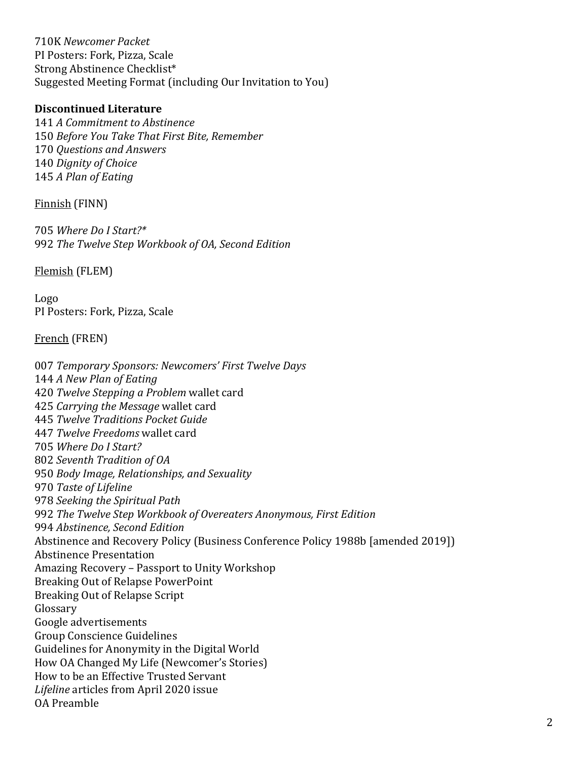710K *Newcomer Packet*
PI Posters: Fork, Pizza, Scale
Strong Abstinence Checklist*
Suggested Meeting Format (including Our Invitation to You)

**Discontinued Literature**
141 *A Commitment to Abstinence*
150 *Before You Take That First Bite, Remember*
170 *Questions and Answers*
140 *Dignity of Choice*
145 *A Plan of Eating*

<u>Finnish</u> (FINN)

705 *Where Do I Start?**
992 *The Twelve Step Workbook of OA, Second Edition*

<u>Flemish</u> (FLEM)

Logo
PI Posters: Fork, Pizza, Scale

<u>French</u> (FREN)

007 *Temporary Sponsors: Newcomers' First Twelve Days*
144 *A New Plan of Eating*
420 *Twelve Stepping a Problem* wallet card
425 *Carrying the Message* wallet card
445 *Twelve Traditions Pocket Guide*
447 *Twelve Freedoms* wallet card
705 *Where Do I Start?*
802 *Seventh Tradition of OA*
950 *Body Image, Relationships, and Sexuality*
970 *Taste of Lifeline*
978 *Seeking the Spiritual Path*
992 *The Twelve Step Workbook of Overeaters Anonymous, First Edition*
994 *Abstinence, Second Edition*
Abstinence and Recovery Policy (Business Conference Policy 1988b [amended 2019])
Abstinence Presentation
Amazing Recovery – Passport to Unity Workshop
Breaking Out of Relapse PowerPoint
Breaking Out of Relapse Script
Glossary
Google advertisements
Group Conscience Guidelines
Guidelines for Anonymity in the Digital World
How OA Changed My Life (Newcomer's Stories)
How to be an Effective Trusted Servant
*Lifeline* articles from April 2020 issue
OA Preamble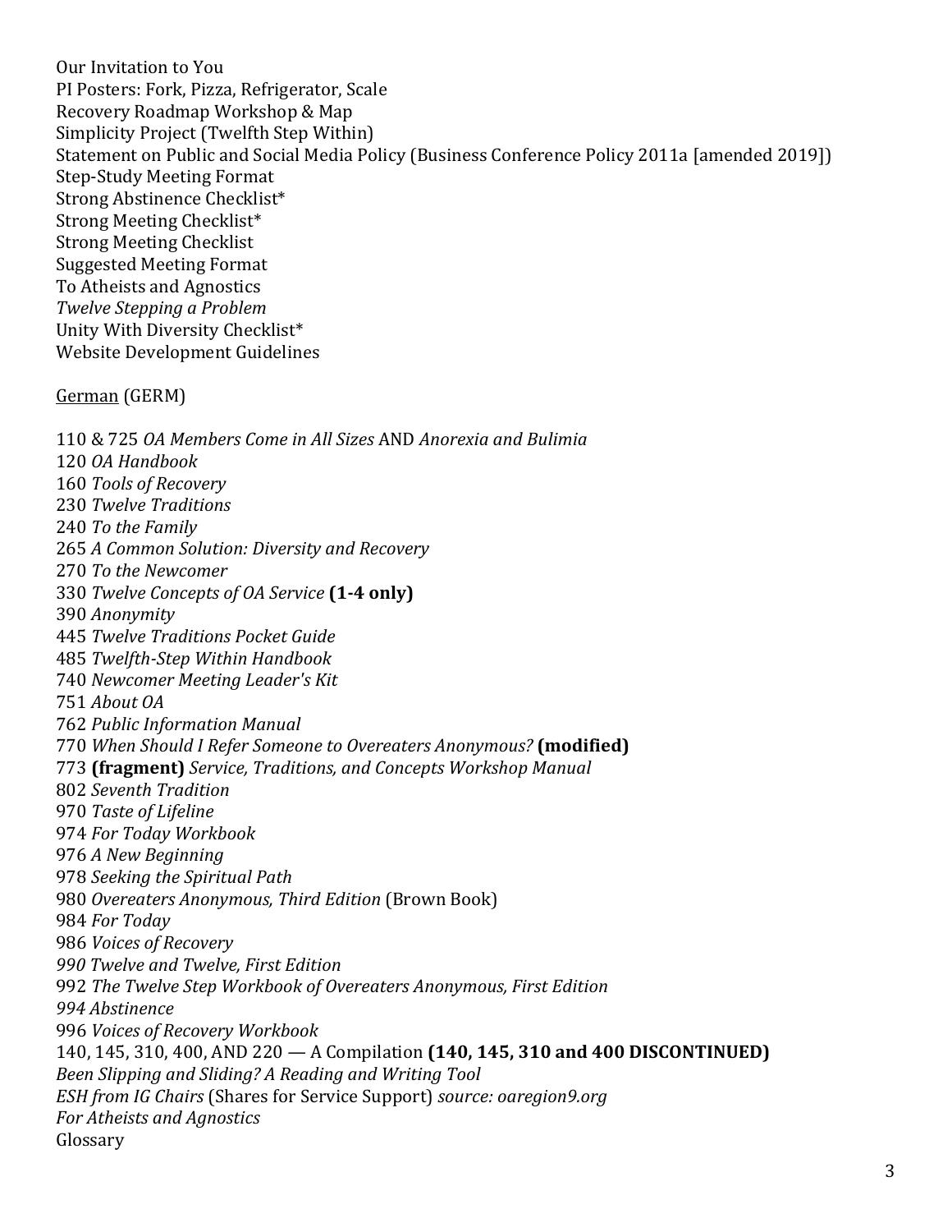Our Invitation to You
PI Posters: Fork, Pizza, Refrigerator, Scale
Recovery Roadmap Workshop & Map
Simplicity Project (Twelfth Step Within)
Statement on Public and Social Media Policy (Business Conference Policy 2011a [amended 2019])
Step-Study Meeting Format
Strong Abstinence Checklist*
Strong Meeting Checklist*
Strong Meeting Checklist
Suggested Meeting Format
To Atheists and Agnostics
*Twelve Stepping a Problem*
Unity With Diversity Checklist*
Website Development Guidelines

German (GERM)

110 & 725 *OA Members Come in All Sizes* AND *Anorexia and Bulimia*
120 *OA Handbook*
160 *Tools of Recovery*
230 *Twelve Traditions*
240 *To the Family*
265 *A Common Solution: Diversity and Recovery*
270 *To the Newcomer*
330 *Twelve Concepts of OA Service* **(1-4 only)**
390 *Anonymity*
445 *Twelve Traditions Pocket Guide*
485 *Twelfth-Step Within Handbook*
740 *Newcomer Meeting Leader's Kit*
751 *About OA*
762 *Public Information Manual*
770 *When Should I Refer Someone to Overeaters Anonymous?* **(modified)**
773 **(fragment)** *Service, Traditions, and Concepts Workshop Manual*
802 *Seventh Tradition*
970 *Taste of Lifeline*
974 *For Today Workbook*
976 *A New Beginning*
978 *Seeking the Spiritual Path*
980 *Overeaters Anonymous, Third Edition* (Brown Book)
984 *For Today*
986 *Voices of Recovery*
*990 Twelve and Twelve, First Edition*
992 *The Twelve Step Workbook of Overeaters Anonymous, First Edition*
*994 Abstinence*
996 *Voices of Recovery Workbook*
140, 145, 310, 400, AND 220 — A Compilation **(140, 145, 310 and 400 DISCONTINUED)**
*Been Slipping and Sliding? A Reading and Writing Tool*
*ESH from IG Chairs* (Shares for Service Support) *source: oaregion9.org*
*For Atheists and Agnostics*
Glossary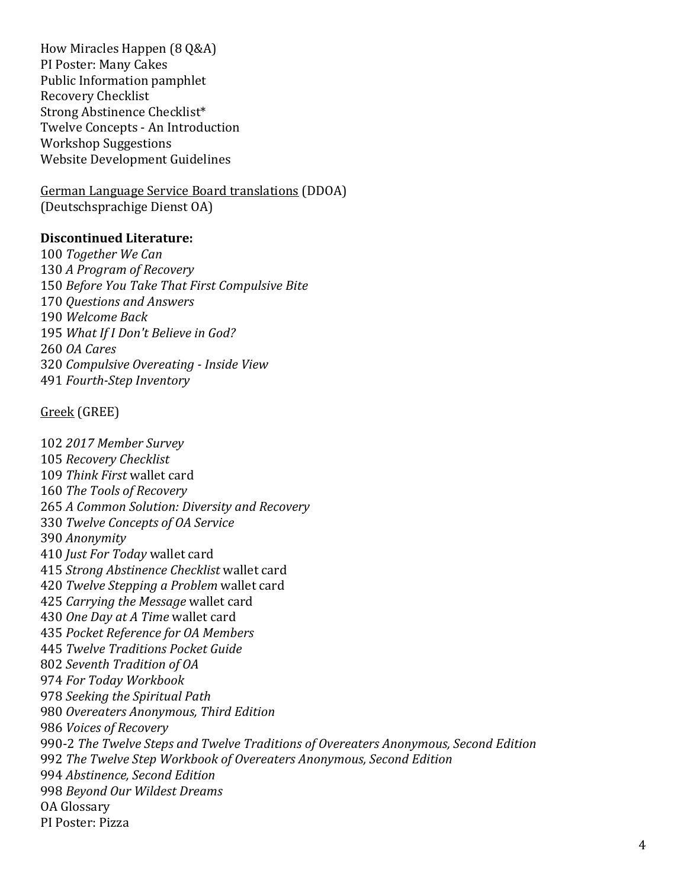How Miracles Happen (8 Q&A)
PI Poster: Many Cakes
Public Information pamphlet
Recovery Checklist
Strong Abstinence Checklist*
Twelve Concepts - An Introduction
Workshop Suggestions
Website Development Guidelines

<u>German Language Service Board translations</u> (DDOA)
(Deutschsprachige Dienst OA)

**Discontinued Literature:**
100 *Together We Can*
130 *A Program of Recovery*
150 *Before You Take That First Compulsive Bite*
170 *Questions and Answers*
190 *Welcome Back*
195 *What If I Don't Believe in God?*
260 *OA Cares*
320 *Compulsive Overeating - Inside View*
491 *Fourth-Step Inventory*

<u>Greek</u> (GREE)

102 *2017 Member Survey*
105 *Recovery Checklist*
109 *Think First* wallet card
160 *The Tools of Recovery*
265 *A Common Solution: Diversity and Recovery*
330 *Twelve Concepts of OA Service*
390 *Anonymity*
410 *Just For Today* wallet card
415 *Strong Abstinence Checklist* wallet card
420 *Twelve Stepping a Problem* wallet card
425 *Carrying the Message* wallet card
430 *One Day at A Time* wallet card
435 *Pocket Reference for OA Members*
445 *Twelve Traditions Pocket Guide*
802 *Seventh Tradition of OA*
974 *For Today Workbook*
978 *Seeking the Spiritual Path*
980 *Overeaters Anonymous, Third Edition*
986 *Voices of Recovery*
990-2 *The Twelve Steps and Twelve Traditions of Overeaters Anonymous, Second Edition*
992 *The Twelve Step Workbook of Overeaters Anonymous, Second Edition*
994 *Abstinence, Second Edition*
998 *Beyond Our Wildest Dreams*
OA Glossary
PI Poster: Pizza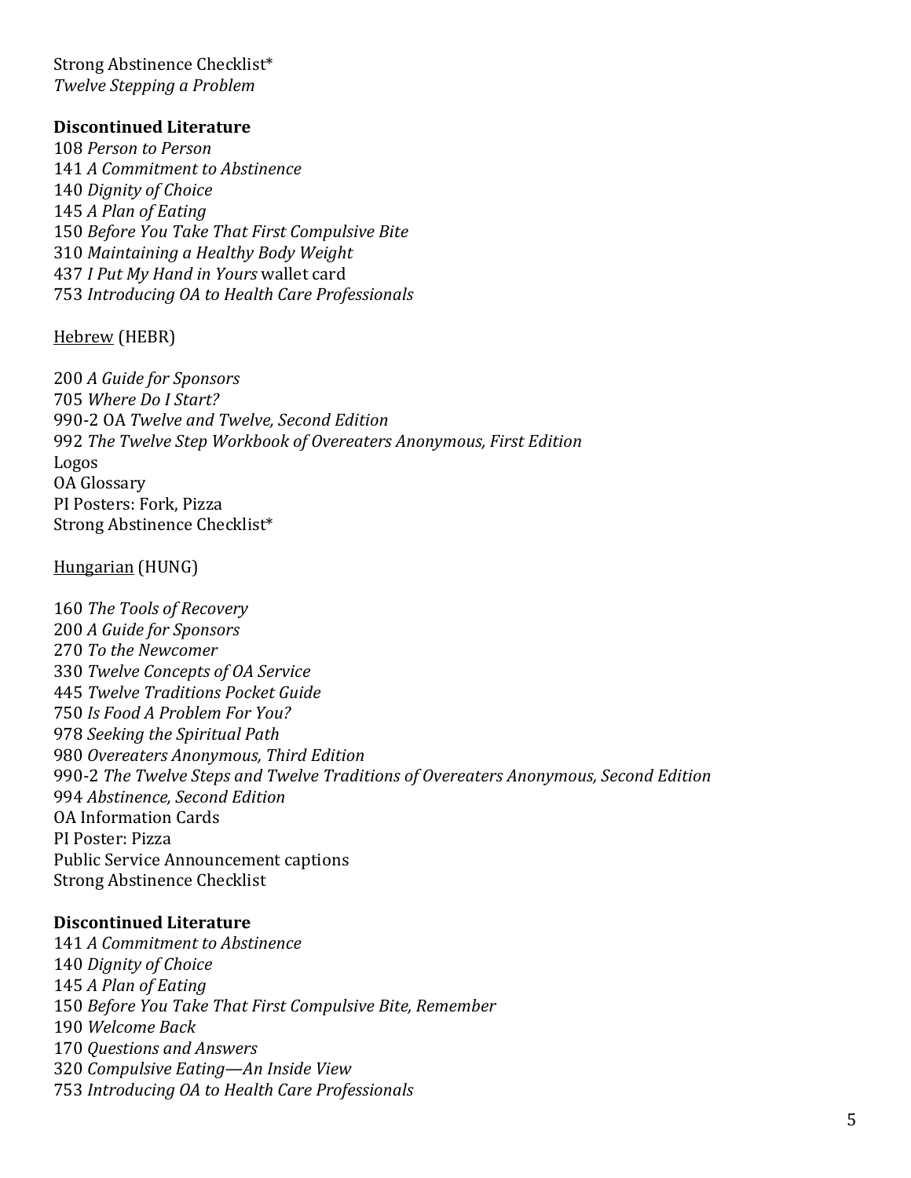Strong Abstinence Checklist*
*Twelve Stepping a Problem*

**Discontinued Literature**
108 *Person to Person*
141 *A Commitment to Abstinence*
140 *Dignity of Choice*
145 *A Plan of Eating*
150 *Before You Take That First Compulsive Bite*
310 *Maintaining a Healthy Body Weight*
437 *I Put My Hand in Yours* wallet card
753 *Introducing OA to Health Care Professionals*

<u>Hebrew</u> (HEBR)

200 *A Guide for Sponsors*
705 *Where Do I Start?*
990-2 OA *Twelve and Twelve, Second Edition*
992 *The Twelve Step Workbook of Overeaters Anonymous, First Edition*
Logos
OA Glossary
PI Posters: Fork, Pizza
Strong Abstinence Checklist*

<u>Hungarian</u> (HUNG)

160 *The Tools of Recovery*
200 *A Guide for Sponsors*
270 *To the Newcomer*
330 *Twelve Concepts of OA Service*
445 *Twelve Traditions Pocket Guide*
750 *Is Food A Problem For You?*
978 *Seeking the Spiritual Path*
980 *Overeaters Anonymous, Third Edition*
990-2 *The Twelve Steps and Twelve Traditions of Overeaters Anonymous, Second Edition*
994 *Abstinence, Second Edition*
OA Information Cards
PI Poster: Pizza
Public Service Announcement captions
Strong Abstinence Checklist

**Discontinued Literature**
141 *A Commitment to Abstinence*
140 *Dignity of Choice*
145 *A Plan of Eating*
150 *Before You Take That First Compulsive Bite, Remember*
190 *Welcome Back*
170 *Questions and Answers*
320 *Compulsive Eating—An Inside View*
753 *Introducing OA to Health Care Professionals*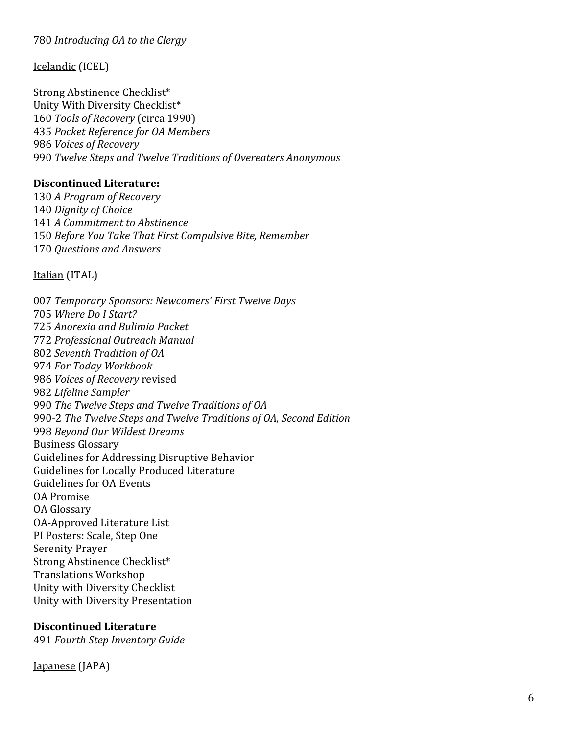780 *Introducing OA to the Clergy*

<u>Icelandic</u> (ICEL)

Strong Abstinence Checklist*
Unity With Diversity Checklist*
160 *Tools of Recovery* (circa 1990)
435 *Pocket Reference for OA Members*
986 *Voices of Recovery*
990 *Twelve Steps and Twelve Traditions of Overeaters Anonymous*

**Discontinued Literature:**
130 *A Program of Recovery*
140 *Dignity of Choice*
141 *A Commitment to Abstinence*
150 *Before You Take That First Compulsive Bite, Remember*
170 *Questions and Answers*

<u>Italian</u> (ITAL)

007 *Temporary Sponsors: Newcomers' First Twelve Days*
705 *Where Do I Start?*
725 *Anorexia and Bulimia Packet*
772 *Professional Outreach Manual*
802 *Seventh Tradition of OA*
974 *For Today Workbook*
986 *Voices of Recovery* revised
982 *Lifeline Sampler*
990 *The Twelve Steps and Twelve Traditions of OA*
990-2 *The Twelve Steps and Twelve Traditions of OA, Second Edition*
998 *Beyond Our Wildest Dreams*
Business Glossary
Guidelines for Addressing Disruptive Behavior
Guidelines for Locally Produced Literature
Guidelines for OA Events
OA Promise
OA Glossary
OA-Approved Literature List
PI Posters: Scale, Step One
Serenity Prayer
Strong Abstinence Checklist*
Translations Workshop
Unity with Diversity Checklist
Unity with Diversity Presentation

**Discontinued Literature**
491 *Fourth Step Inventory Guide*

<u>Japanese</u> (JAPA)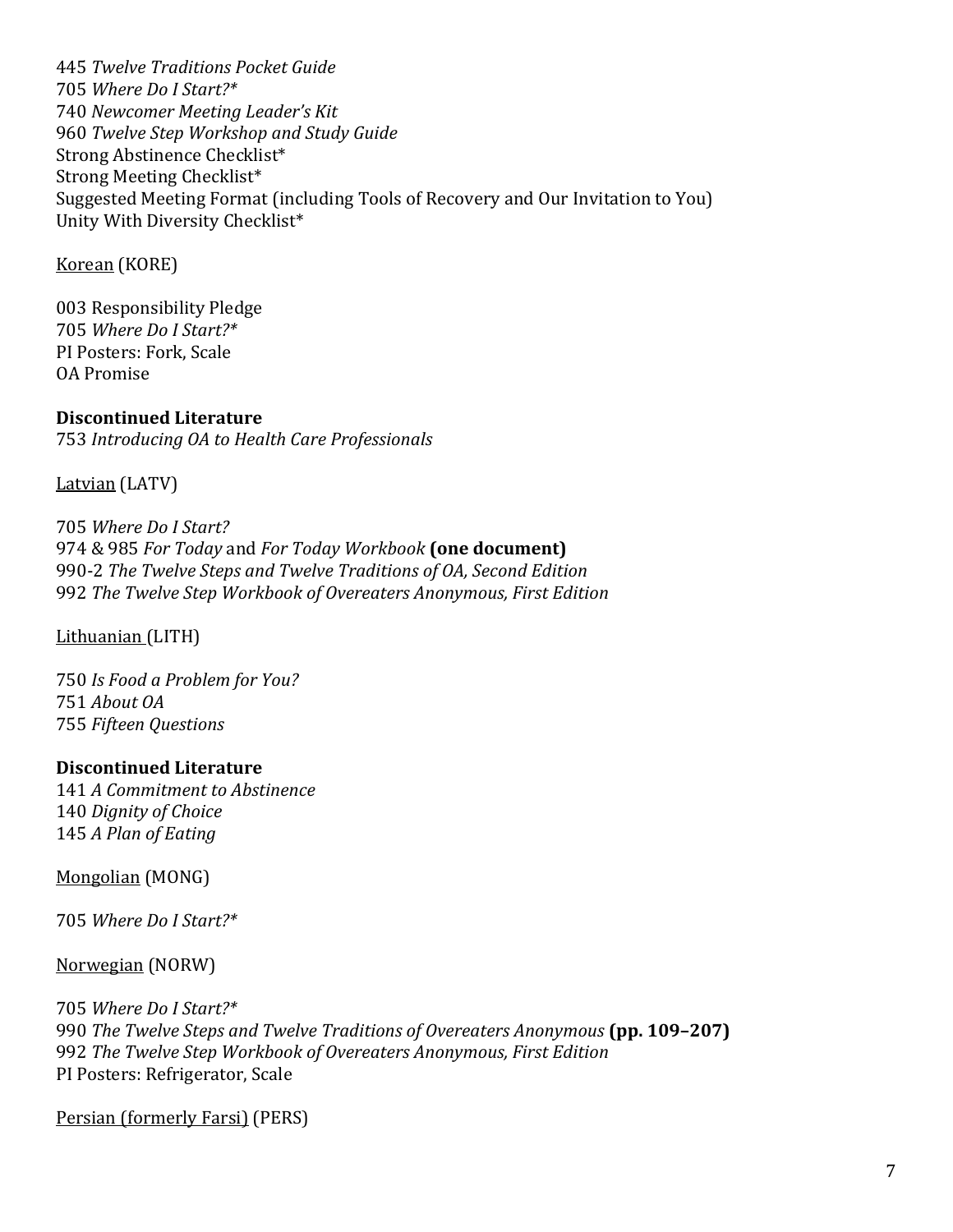445 *Twelve Traditions Pocket Guide*
705 *Where Do I Start?**
740 *Newcomer Meeting Leader's Kit*
960 *Twelve Step Workshop and Study Guide*
Strong Abstinence Checklist*
Strong Meeting Checklist*
Suggested Meeting Format (including Tools of Recovery and Our Invitation to You)
Unity With Diversity Checklist*

<u>Korean</u> (KORE)

003 Responsibility Pledge
705 *Where Do I Start?**
PI Posters: Fork, Scale
OA Promise

**Discontinued Literature**
753 *Introducing OA to Health Care Professionals*

<u>Latvian</u> (LATV)

705 *Where Do I Start?*
974 & 985 *For Today* and *For Today Workbook* **(one document)**
990-2 *The Twelve Steps and Twelve Traditions of OA, Second Edition*
992 *The Twelve Step Workbook of Overeaters Anonymous, First Edition*

<u>Lithuanian</u> (LITH)

750 *Is Food a Problem for You?*
751 *About OA*
755 *Fifteen Questions*

**Discontinued Literature**
141 *A Commitment to Abstinence*
140 *Dignity of Choice*
145 *A Plan of Eating*

<u>Mongolian</u> (MONG)

705 *Where Do I Start?**

<u>Norwegian</u> (NORW)

705 *Where Do I Start?**
990 *The Twelve Steps and Twelve Traditions of Overeaters Anonymous* **(pp. 109–207)**
992 *The Twelve Step Workbook of Overeaters Anonymous, First Edition*
PI Posters: Refrigerator, Scale

<u>Persian (formerly Farsi)</u> (PERS)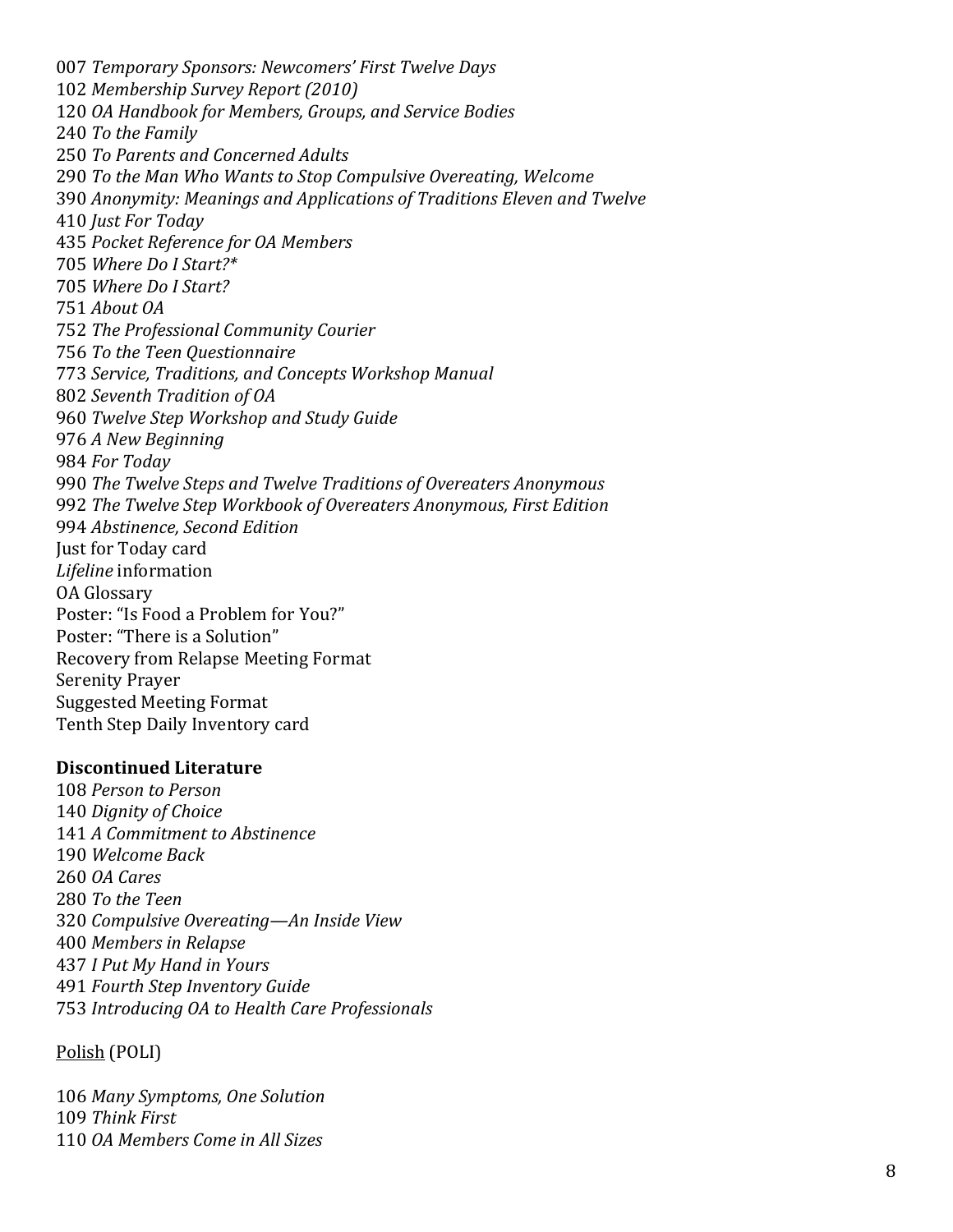007 *Temporary Sponsors: Newcomers' First Twelve Days*
102 *Membership Survey Report (2010)*
120 *OA Handbook for Members, Groups, and Service Bodies*
240 *To the Family*
250 *To Parents and Concerned Adults*
290 *To the Man Who Wants to Stop Compulsive Overeating, Welcome*
390 *Anonymity: Meanings and Applications of Traditions Eleven and Twelve*
410 *Just For Today*
435 *Pocket Reference for OA Members*
705 *Where Do I Start?**
705 *Where Do I Start?*
751 *About OA*
752 *The Professional Community Courier*
756 *To the Teen Questionnaire*
773 *Service, Traditions, and Concepts Workshop Manual*
802 *Seventh Tradition of OA*
960 *Twelve Step Workshop and Study Guide*
976 *A New Beginning*
984 *For Today*
990 *The Twelve Steps and Twelve Traditions of Overeaters Anonymous*
992 *The Twelve Step Workbook of Overeaters Anonymous, First Edition*
994 *Abstinence, Second Edition*
Just for Today card
*Lifeline* information
OA Glossary
Poster: "Is Food a Problem for You?"
Poster: "There is a Solution"
Recovery from Relapse Meeting Format
Serenity Prayer
Suggested Meeting Format
Tenth Step Daily Inventory card

**Discontinued Literature**

108 *Person to Person*
140 *Dignity of Choice*
141 *A Commitment to Abstinence*
190 *Welcome Back*
260 *OA Cares*
280 *To the Teen*
320 *Compulsive Overeating—An Inside View*
400 *Members in Relapse*
437 *I Put My Hand in Yours*
491 *Fourth Step Inventory Guide*
753 *Introducing OA to Health Care Professionals*

<u>Polish</u> (POLI)

106 *Many Symptoms, One Solution*
109 *Think First*
110 *OA Members Come in All Sizes*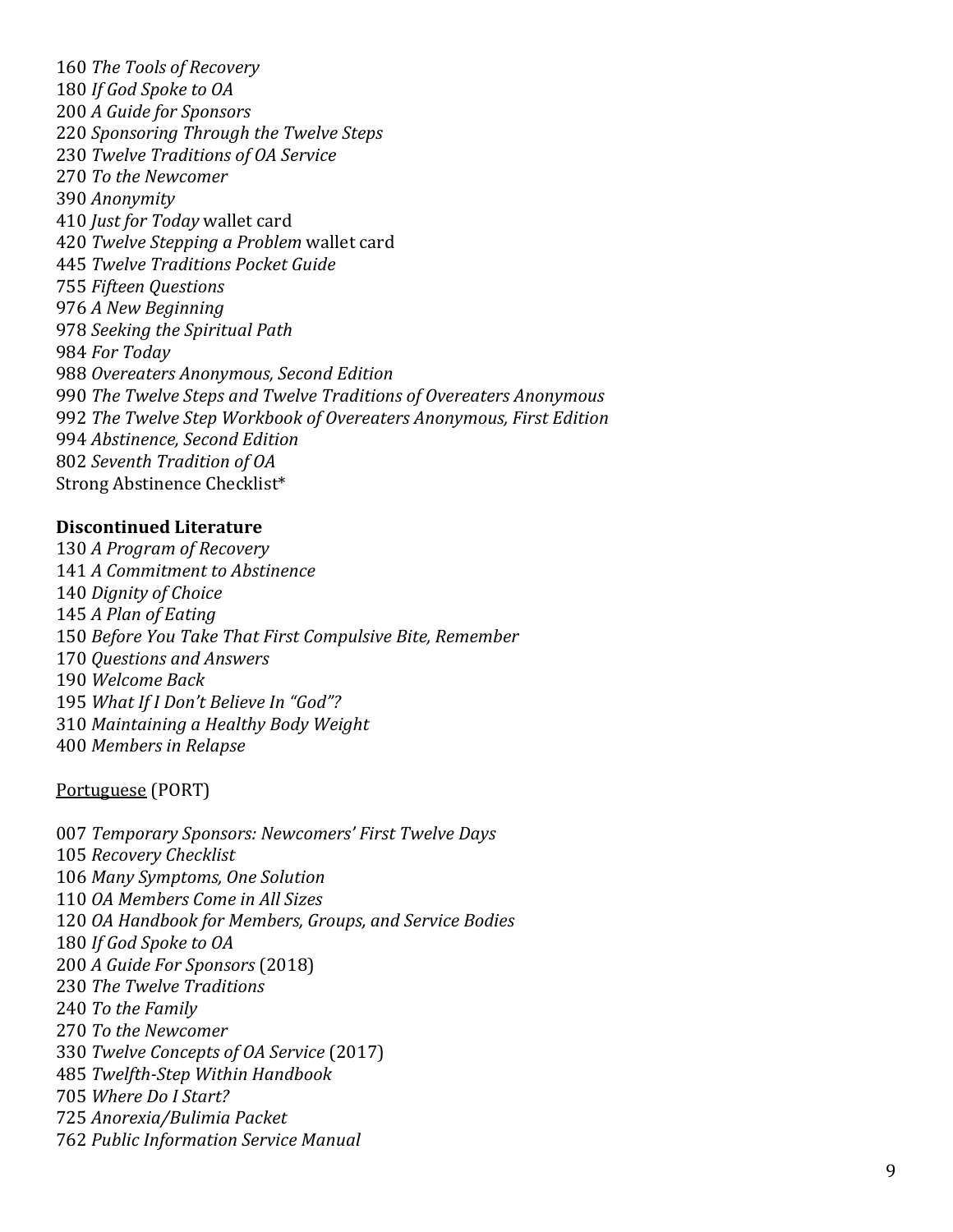160 *The Tools of Recovery*
180 *If God Spoke to OA*
200 *A Guide for Sponsors*
220 *Sponsoring Through the Twelve Steps*
230 *Twelve Traditions of OA Service*
270 *To the Newcomer*
390 *Anonymity*
410 *Just for Today* wallet card
420 *Twelve Stepping a Problem* wallet card
445 *Twelve Traditions Pocket Guide*
755 *Fifteen Questions*
976 *A New Beginning*
978 *Seeking the Spiritual Path*
984 *For Today*
988 *Overeaters Anonymous, Second Edition*
990 *The Twelve Steps and Twelve Traditions of Overeaters Anonymous*
992 *The Twelve Step Workbook of Overeaters Anonymous, First Edition*
994 *Abstinence, Second Edition*
802 *Seventh Tradition of OA*
Strong Abstinence Checklist*

**Discontinued Literature**
130 *A Program of Recovery*
141 *A Commitment to Abstinence*
140 *Dignity of Choice*
145 *A Plan of Eating*
150 *Before You Take That First Compulsive Bite, Remember*
170 *Questions and Answers*
190 *Welcome Back*
195 *What If I Don't Believe In "God"?*
310 *Maintaining a Healthy Body Weight*
400 *Members in Relapse*

<u>Portuguese</u> (PORT)

007 *Temporary Sponsors: Newcomers' First Twelve Days*
105 *Recovery Checklist*
106 *Many Symptoms, One Solution*
110 *OA Members Come in All Sizes*
120 *OA Handbook for Members, Groups, and Service Bodies*
180 *If God Spoke to OA*
200 *A Guide For Sponsors* (2018)
230 *The Twelve Traditions*
240 *To the Family*
270 *To the Newcomer*
330 *Twelve Concepts of OA Service* (2017)
485 *Twelfth-Step Within Handbook*
705 *Where Do I Start?*
725 *Anorexia/Bulimia Packet*
762 *Public Information Service Manual*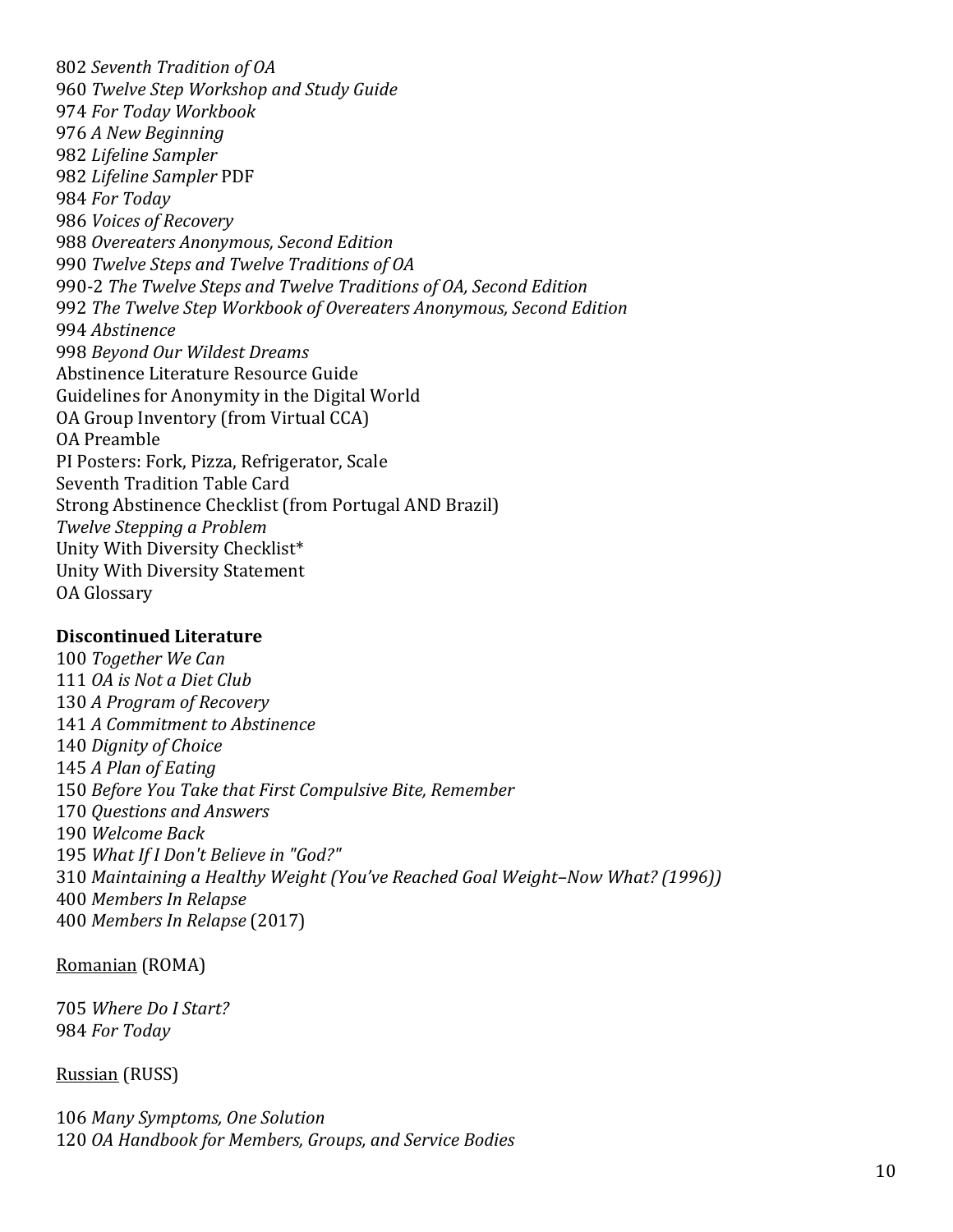802 *Seventh Tradition of OA*
960 *Twelve Step Workshop and Study Guide*
974 *For Today Workbook*
976 *A New Beginning*
982 *Lifeline Sampler*
982 *Lifeline Sampler* PDF
984 *For Today*
986 *Voices of Recovery*
988 *Overeaters Anonymous, Second Edition*
990 *Twelve Steps and Twelve Traditions of OA*
990-2 *The Twelve Steps and Twelve Traditions of OA, Second Edition*
992 *The Twelve Step Workbook of Overeaters Anonymous, Second Edition*
994 *Abstinence*
998 *Beyond Our Wildest Dreams*
Abstinence Literature Resource Guide
Guidelines for Anonymity in the Digital World
OA Group Inventory (from Virtual CCA)
OA Preamble
PI Posters: Fork, Pizza, Refrigerator, Scale
Seventh Tradition Table Card
Strong Abstinence Checklist (from Portugal AND Brazil)
*Twelve Stepping a Problem*
Unity With Diversity Checklist*
Unity With Diversity Statement
OA Glossary

**Discontinued Literature**

100 *Together We Can*
111 *OA is Not a Diet Club*
130 *A Program of Recovery*
141 *A Commitment to Abstinence*
140 *Dignity of Choice*
145 *A Plan of Eating*
150 *Before You Take that First Compulsive Bite, Remember*
170 *Questions and Answers*
190 *Welcome Back*
195 *What If I Don't Believe in "God?"*
310 *Maintaining a Healthy Weight (You've Reached Goal Weight–Now What? (1996))*
400 *Members In Relapse*
400 *Members In Relapse* (2017)

<u>Romanian</u> (ROMA)

705 *Where Do I Start?*
984 *For Today*

<u>Russian</u> (RUSS)

106 *Many Symptoms, One Solution*
120 *OA Handbook for Members, Groups, and Service Bodies*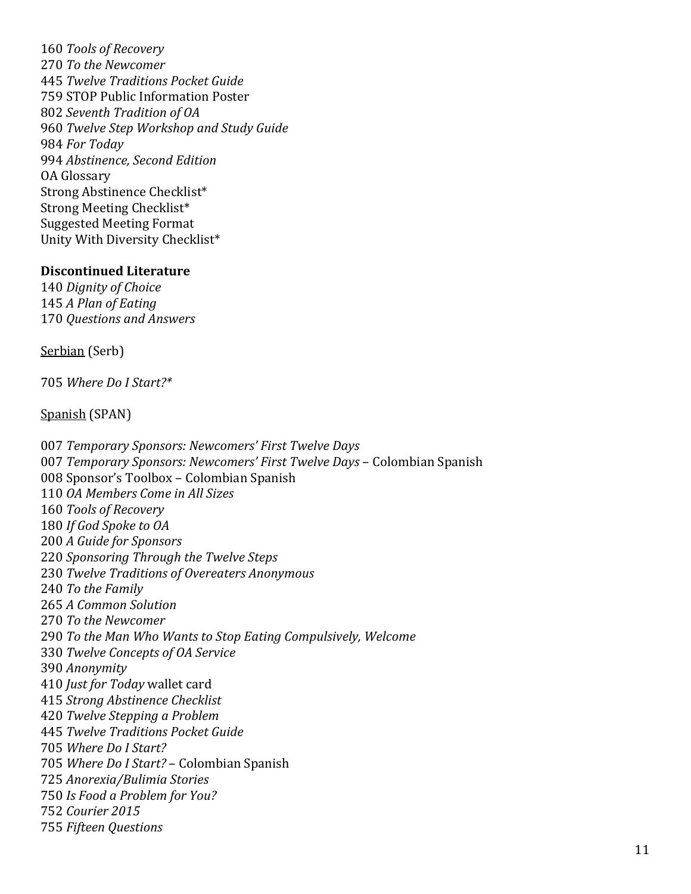160 *Tools of Recovery*
270 *To the Newcomer*
445 *Twelve Traditions Pocket Guide*
759 STOP Public Information Poster
802 *Seventh Tradition of OA*
960 *Twelve Step Workshop and Study Guide*
984 *For Today*
994 *Abstinence, Second Edition*
OA Glossary
Strong Abstinence Checklist*
Strong Meeting Checklist*
Suggested Meeting Format
Unity With Diversity Checklist*

**Discontinued Literature**
140 *Dignity of Choice*
145 *A Plan of Eating*
170 *Questions and Answers*

<u>Serbian</u> (Serb)

705 *Where Do I Start?**

<u>Spanish</u> (SPAN)

007 *Temporary Sponsors: Newcomers' First Twelve Days*
007 *Temporary Sponsors: Newcomers' First Twelve Days* – Colombian Spanish
008 Sponsor's Toolbox – Colombian Spanish
110 *OA Members Come in All Sizes*
160 *Tools of Recovery*
180 *If God Spoke to OA*
200 *A Guide for Sponsors*
220 *Sponsoring Through the Twelve Steps*
230 *Twelve Traditions of Overeaters Anonymous*
240 *To the Family*
265 *A Common Solution*
270 *To the Newcomer*
290 *To the Man Who Wants to Stop Eating Compulsively, Welcome*
330 *Twelve Concepts of OA Service*
390 *Anonymity*
410 *Just for Today* wallet card
415 *Strong Abstinence Checklist*
420 *Twelve Stepping a Problem*
445 *Twelve Traditions Pocket Guide*
705 *Where Do I Start?*
705 *Where Do I Start?* – Colombian Spanish
725 *Anorexia/Bulimia Stories*
750 *Is Food a Problem for You?*
752 *Courier 2015*
755 *Fifteen Questions*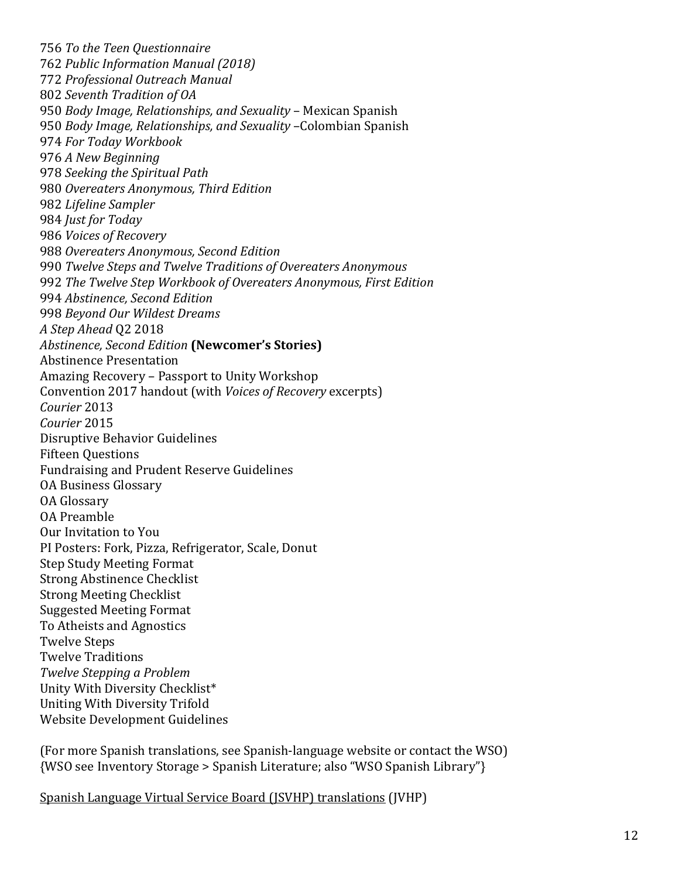756 *To the Teen Questionnaire*  
762 *Public Information Manual (2018)*  
772 *Professional Outreach Manual*  
802 *Seventh Tradition of OA*  
950 *Body Image, Relationships, and Sexuality* – Mexican Spanish  
950 *Body Image, Relationships, and Sexuality* –Colombian Spanish  
974 *For Today Workbook*  
976 *A New Beginning*  
978 *Seeking the Spiritual Path*  
980 *Overeaters Anonymous, Third Edition*  
982 *Lifeline Sampler*  
984 *Just for Today*  
986 *Voices of Recovery*  
988 *Overeaters Anonymous, Second Edition*  
990 *Twelve Steps and Twelve Traditions of Overeaters Anonymous*  
992 *The Twelve Step Workbook of Overeaters Anonymous, First Edition*  
994 *Abstinence, Second Edition*  
998 *Beyond Our Wildest Dreams*  
*A Step Ahead* Q2 2018  
*Abstinence, Second Edition* **(Newcomer's Stories)**  
Abstinence Presentation  
Amazing Recovery – Passport to Unity Workshop  
Convention 2017 handout (with *Voices of Recovery* excerpts)  
*Courier* 2013  
*Courier* 2015  
Disruptive Behavior Guidelines  
Fifteen Questions  
Fundraising and Prudent Reserve Guidelines  
OA Business Glossary  
OA Glossary  
OA Preamble  
Our Invitation to You  
PI Posters: Fork, Pizza, Refrigerator, Scale, Donut  
Step Study Meeting Format  
Strong Abstinence Checklist  
Strong Meeting Checklist  
Suggested Meeting Format  
To Atheists and Agnostics  
Twelve Steps  
Twelve Traditions  
*Twelve Stepping a Problem*  
Unity With Diversity Checklist*  
Uniting With Diversity Trifold  
Website Development Guidelines

(For more Spanish translations, see Spanish-language website or contact the WSO)  
{WSO see Inventory Storage > Spanish Literature; also "WSO Spanish Library"}

Spanish Language Virtual Service Board (JSVHP) translations (JVHP)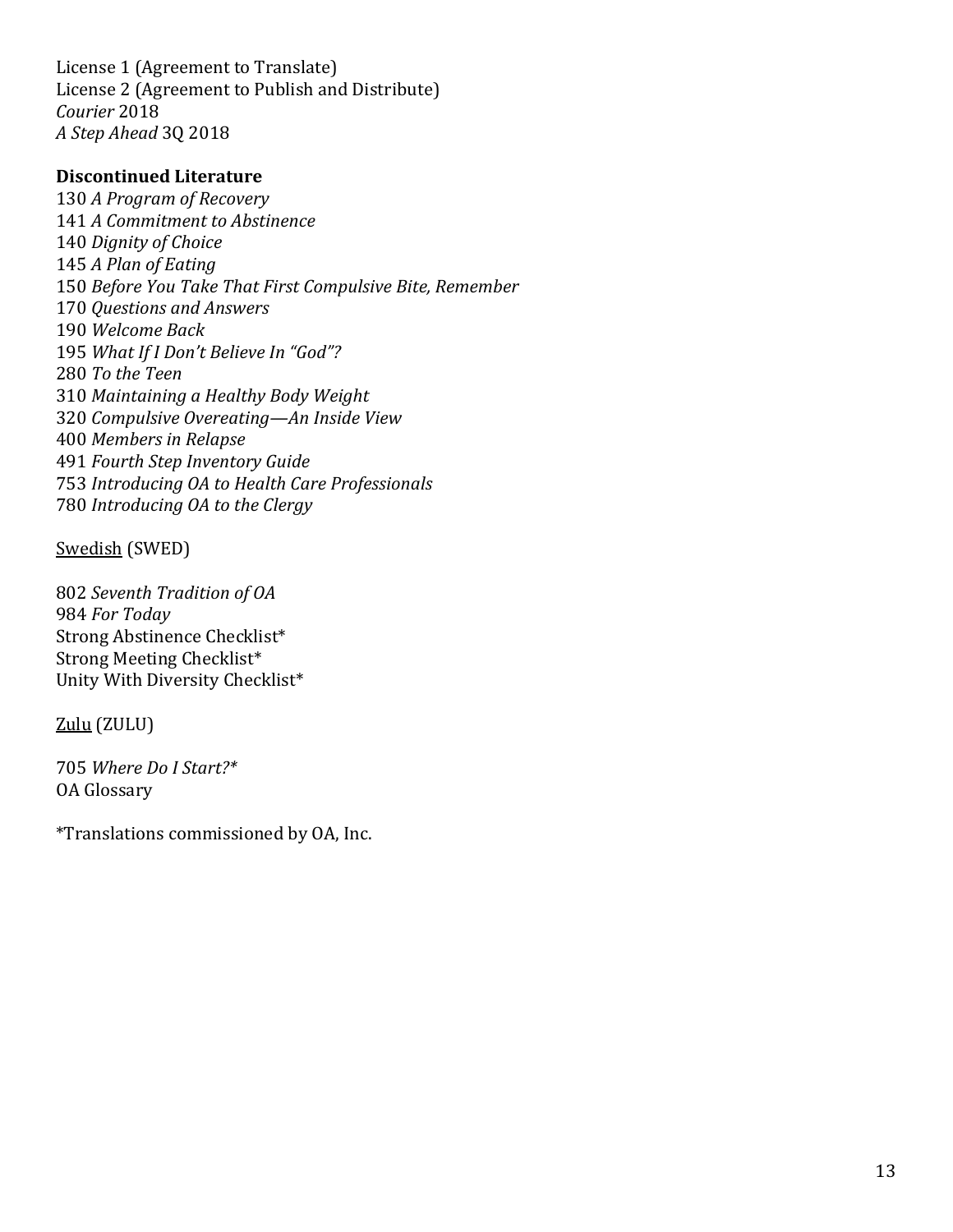License 1 (Agreement to Translate)
License 2 (Agreement to Publish and Distribute)
*Courier* 2018
*A Step Ahead* 3Q 2018

**Discontinued Literature**
130 *A Program of Recovery*
141 *A Commitment to Abstinence*
140 *Dignity of Choice*
145 *A Plan of Eating*
150 *Before You Take That First Compulsive Bite, Remember*
170 *Questions and Answers*
190 *Welcome Back*
195 *What If I Don't Believe In "God"?*
280 *To the Teen*
310 *Maintaining a Healthy Body Weight*
320 *Compulsive Overeating—An Inside View*
400 *Members in Relapse*
491 *Fourth Step Inventory Guide*
753 *Introducing OA to Health Care Professionals*
780 *Introducing OA to the Clergy*

<u>Swedish</u> (SWED)

802 *Seventh Tradition of OA*
984 *For Today*
Strong Abstinence Checklist*
Strong Meeting Checklist*
Unity With Diversity Checklist*

<u>Zulu</u> (ZULU)

705 *Where Do I Start?**
OA Glossary

*Translations commissioned by OA, Inc.